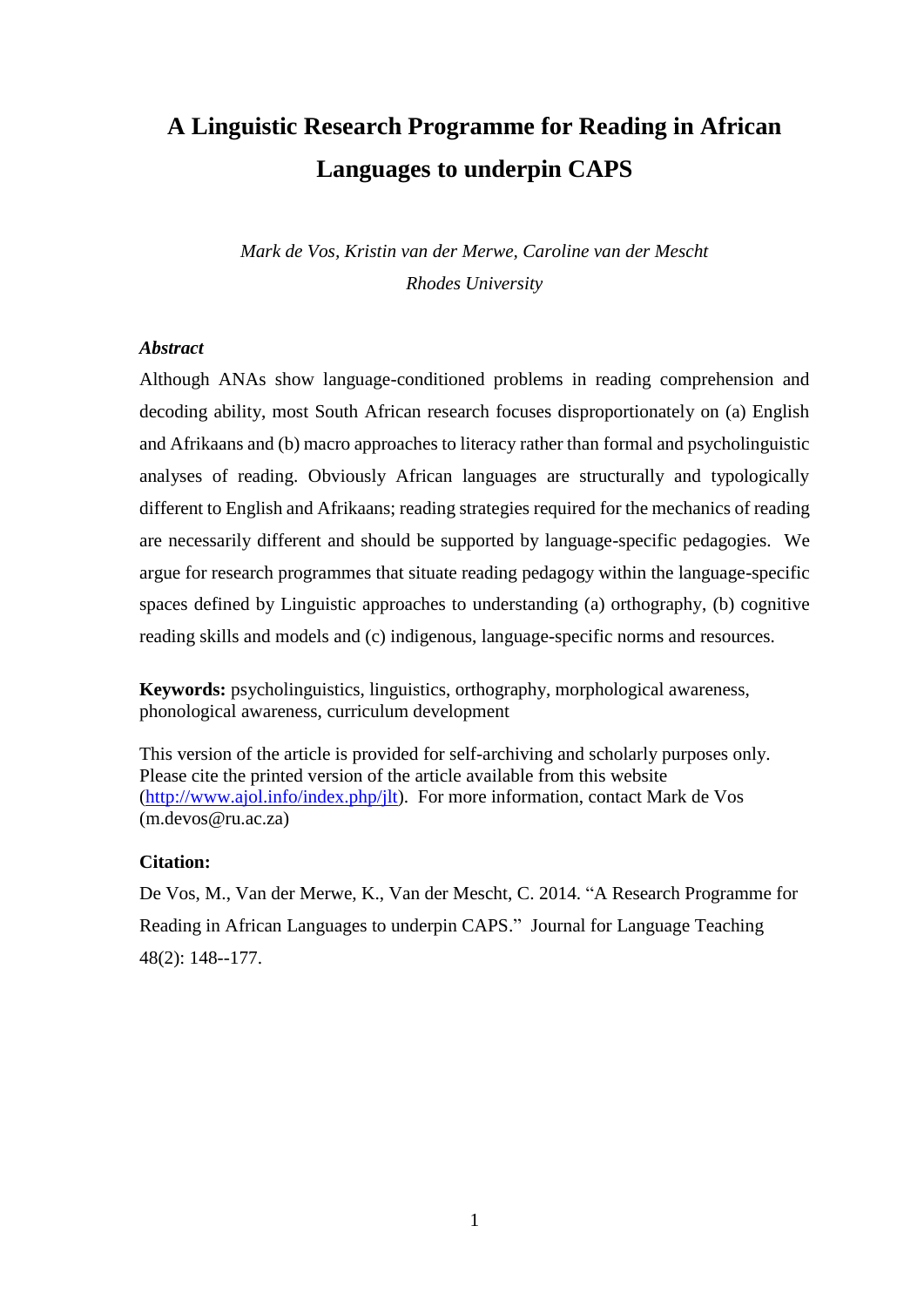# A Linguistic Research Programme for Reading in African Languages to underpin CAPS

*Mark de Vos, Kristin van der Merwe, Caroline van der Mescht*
*Rhodes University*

### *Abstract*

Although ANAs show language-conditioned problems in reading comprehension and decoding ability, most South African research focuses disproportionately on (a) English and Afrikaans and (b) macro approaches to literacy rather than formal and psycholinguistic analyses of reading. Obviously African languages are structurally and typologically different to English and Afrikaans; reading strategies required for the mechanics of reading are necessarily different and should be supported by language-specific pedagogies. We argue for research programmes that situate reading pedagogy within the language-specific spaces defined by Linguistic approaches to understanding (a) orthography, (b) cognitive reading skills and models and (c) indigenous, language-specific norms and resources.

**Keywords:** psycholinguistics, linguistics, orthography, morphological awareness, phonological awareness, curriculum development

This version of the article is provided for self-archiving and scholarly purposes only. Please cite the printed version of the article available from this website (http://www.ajol.info/index.php/jlt). For more information, contact Mark de Vos (m.devos@ru.ac.za)

**Citation:**

De Vos, M., Van der Merwe, K., Van der Mescht, C. 2014. "A Research Programme for Reading in African Languages to underpin CAPS." Journal for Language Teaching 48(2): 148--177.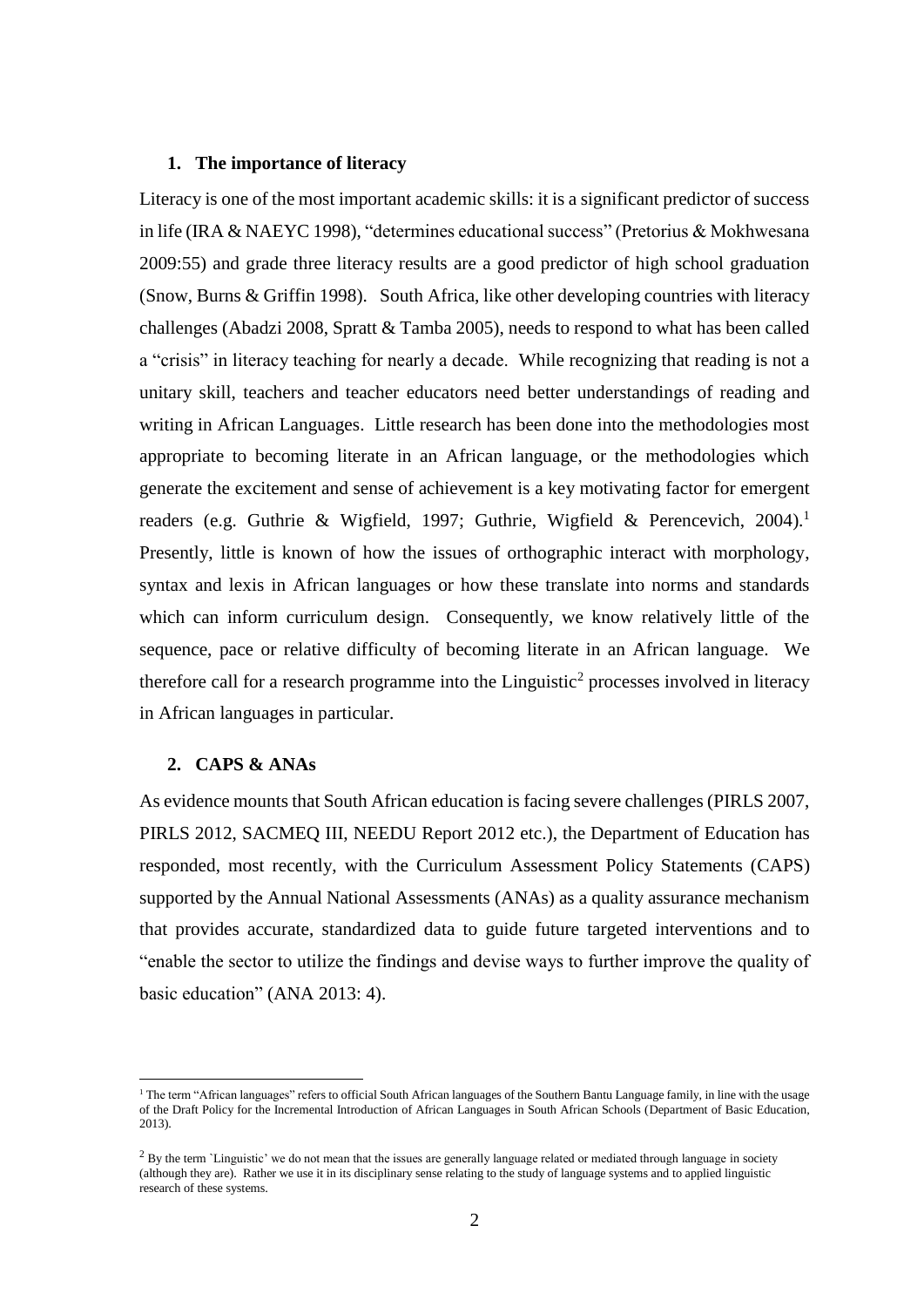## 1. The importance of literacy

Literacy is one of the most important academic skills: it is a significant predictor of success in life (IRA & NAEYC 1998), "determines educational success" (Pretorius & Mokhwesana 2009:55) and grade three literacy results are a good predictor of high school graduation (Snow, Burns & Griffin 1998). South Africa, like other developing countries with literacy challenges (Abadzi 2008, Spratt & Tamba 2005), needs to respond to what has been called a "crisis" in literacy teaching for nearly a decade. While recognizing that reading is not a unitary skill, teachers and teacher educators need better understandings of reading and writing in African Languages. Little research has been done into the methodologies most appropriate to becoming literate in an African language, or the methodologies which generate the excitement and sense of achievement is a key motivating factor for emergent readers (e.g. Guthrie & Wigfield, 1997; Guthrie, Wigfield & Perencevich, 2004).[1] Presently, little is known of how the issues of orthographic interact with morphology, syntax and lexis in African languages or how these translate into norms and standards which can inform curriculum design. Consequently, we know relatively little of the sequence, pace or relative difficulty of becoming literate in an African language. We therefore call for a research programme into the Linguistic[2] processes involved in literacy in African languages in particular.

## 2. CAPS & ANAs

As evidence mounts that South African education is facing severe challenges (PIRLS 2007, PIRLS 2012, SACMEQ III, NEEDU Report 2012 etc.), the Department of Education has responded, most recently, with the Curriculum Assessment Policy Statements (CAPS) supported by the Annual National Assessments (ANAs) as a quality assurance mechanism that provides accurate, standardized data to guide future targeted interventions and to "enable the sector to utilize the findings and devise ways to further improve the quality of basic education" (ANA 2013: 4).

---

[1] The term "African languages" refers to official South African languages of the Southern Bantu Language family, in line with the usage of the Draft Policy for the Incremental Introduction of African Languages in South African Schools (Department of Basic Education, 2013).

[2] By the term `Linguistic' we do not mean that the issues are generally language related or mediated through language in society (although they are). Rather we use it in its disciplinary sense relating to the study of language systems and to applied linguistic research of these systems.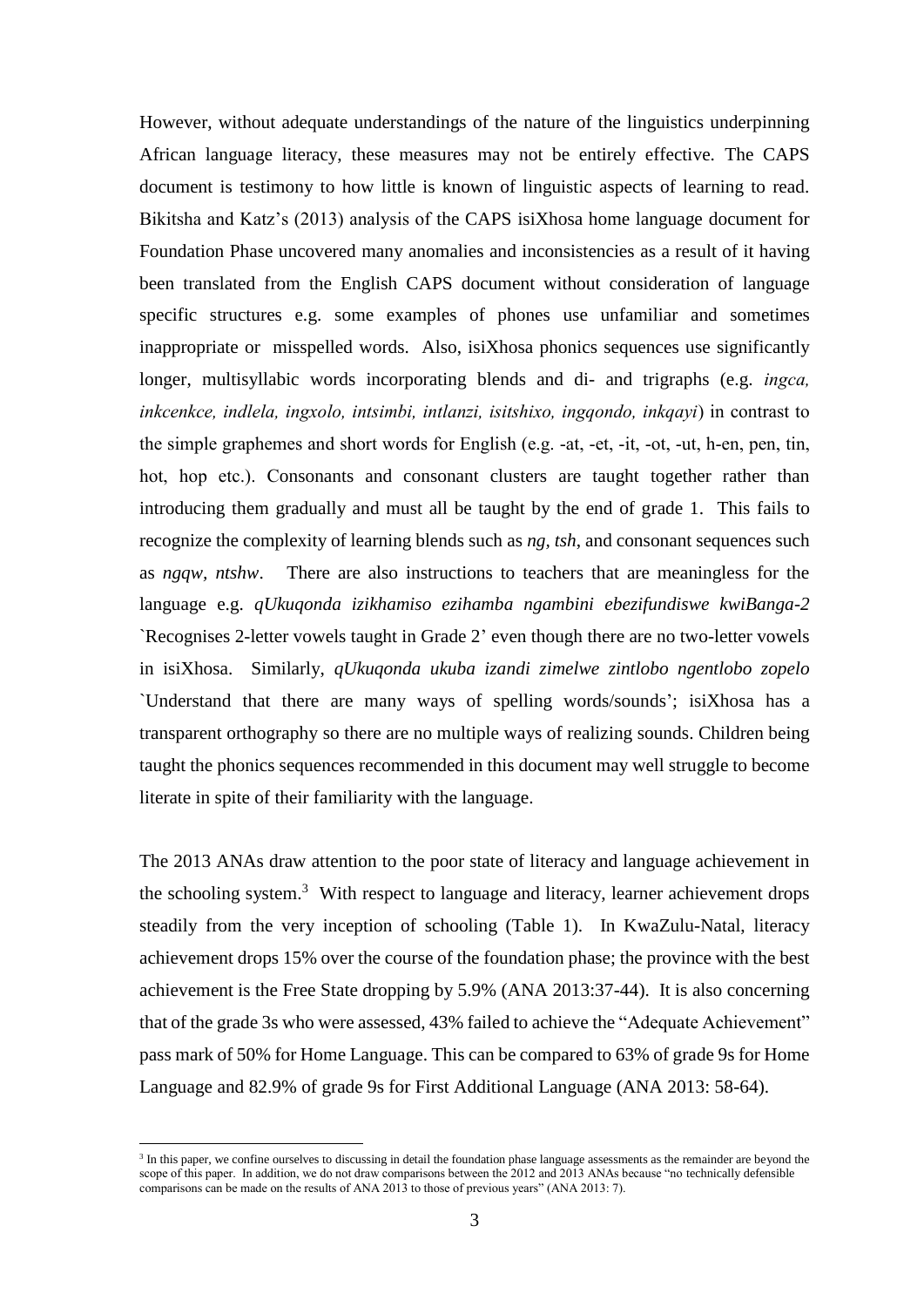However, without adequate understandings of the nature of the linguistics underpinning African language literacy, these measures may not be entirely effective. The CAPS document is testimony to how little is known of linguistic aspects of learning to read. Bikitsha and Katz's (2013) analysis of the CAPS isiXhosa home language document for Foundation Phase uncovered many anomalies and inconsistencies as a result of it having been translated from the English CAPS document without consideration of language specific structures e.g. some examples of phones use unfamiliar and sometimes inappropriate or misspelled words. Also, isiXhosa phonics sequences use significantly longer, multisyllabic words incorporating blends and di- and trigraphs (e.g. *ingca, inkcenkce, indlela, ingxolo, intsimbi, intlanzi, isitshixo, ingqondo, inkqayi*) in contrast to the simple graphemes and short words for English (e.g. -at, -et, -it, -ot, -ut, h-en, pen, tin, hot, hop etc.). Consonants and consonant clusters are taught together rather than introducing them gradually and must all be taught by the end of grade 1. This fails to recognize the complexity of learning blends such as *ng, tsh*, and consonant sequences such as *ngqw, ntshw*. There are also instructions to teachers that are meaningless for the language e.g. *qUkuqonda izikhamiso ezihamba ngambini ebezifundiswe kwiBanga-2* `Recognises 2-letter vowels taught in Grade 2' even though there are no two-letter vowels in isiXhosa. Similarly, *qUkuqonda ukuba izandi zimelwe zintlobo ngentlobo zopelo* `Understand that there are many ways of spelling words/sounds'; isiXhosa has a transparent orthography so there are no multiple ways of realizing sounds. Children being taught the phonics sequences recommended in this document may well struggle to become literate in spite of their familiarity with the language.

The 2013 ANAs draw attention to the poor state of literacy and language achievement in the schooling system.[3] With respect to language and literacy, learner achievement drops steadily from the very inception of schooling (Table 1). In KwaZulu-Natal, literacy achievement drops 15% over the course of the foundation phase; the province with the best achievement is the Free State dropping by 5.9% (ANA 2013:37-44). It is also concerning that of the grade 3s who were assessed, 43% failed to achieve the "Adequate Achievement" pass mark of 50% for Home Language. This can be compared to 63% of grade 9s for Home Language and 82.9% of grade 9s for First Additional Language (ANA 2013: 58-64).

[3] In this paper, we confine ourselves to discussing in detail the foundation phase language assessments as the remainder are beyond the scope of this paper. In addition, we do not draw comparisons between the 2012 and 2013 ANAs because "no technically defensible comparisons can be made on the results of ANA 2013 to those of previous years" (ANA 2013: 7).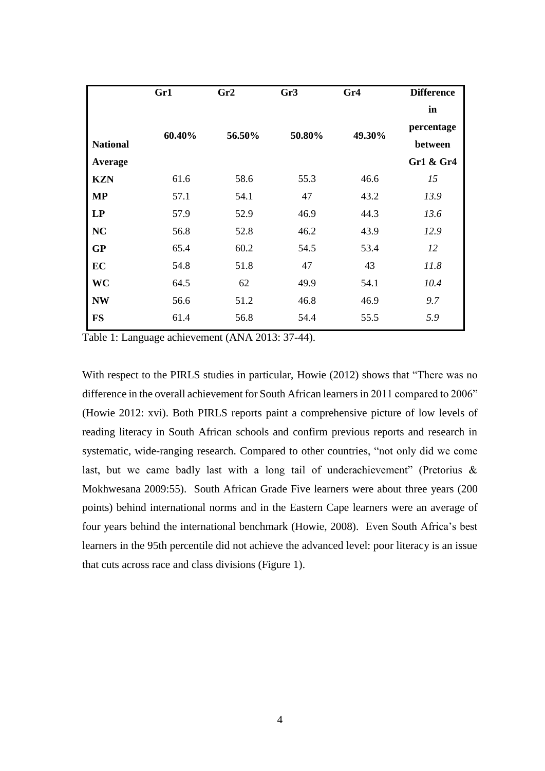| National Average | Gr1 60.40% | Gr2 56.50% | Gr3 50.80% | Gr4 49.30% | Difference in percentage between Gr1 & Gr4 |
|---|---|---|---|---|---|
| **KZN** | 61.6 | 58.6 | 55.3 | 46.6 | *15* |
| **MP** | 57.1 | 54.1 | 47 | 43.2 | *13.9* |
| **LP** | 57.9 | 52.9 | 46.9 | 44.3 | *13.6* |
| **NC** | 56.8 | 52.8 | 46.2 | 43.9 | *12.9* |
| **GP** | 65.4 | 60.2 | 54.5 | 53.4 | *12* |
| **EC** | 54.8 | 51.8 | 47 | 43 | *11.8* |
| **WC** | 64.5 | 62 | 49.9 | 54.1 | *10.4* |
| **NW** | 56.6 | 51.2 | 46.8 | 46.9 | *9.7* |
| **FS** | 61.4 | 56.8 | 54.4 | 55.5 | *5.9* |

Table 1: Language achievement (ANA 2013: 37-44).

With respect to the PIRLS studies in particular, Howie (2012) shows that "There was no difference in the overall achievement for South African learners in 2011 compared to 2006" (Howie 2012: xvi). Both PIRLS reports paint a comprehensive picture of low levels of reading literacy in South African schools and confirm previous reports and research in systematic, wide-ranging research. Compared to other countries, "not only did we come last, but we came badly last with a long tail of underachievement" (Pretorius & Mokhwesana 2009:55). South African Grade Five learners were about three years (200 points) behind international norms and in the Eastern Cape learners were an average of four years behind the international benchmark (Howie, 2008). Even South Africa's best learners in the 95th percentile did not achieve the advanced level: poor literacy is an issue that cuts across race and class divisions (Figure 1).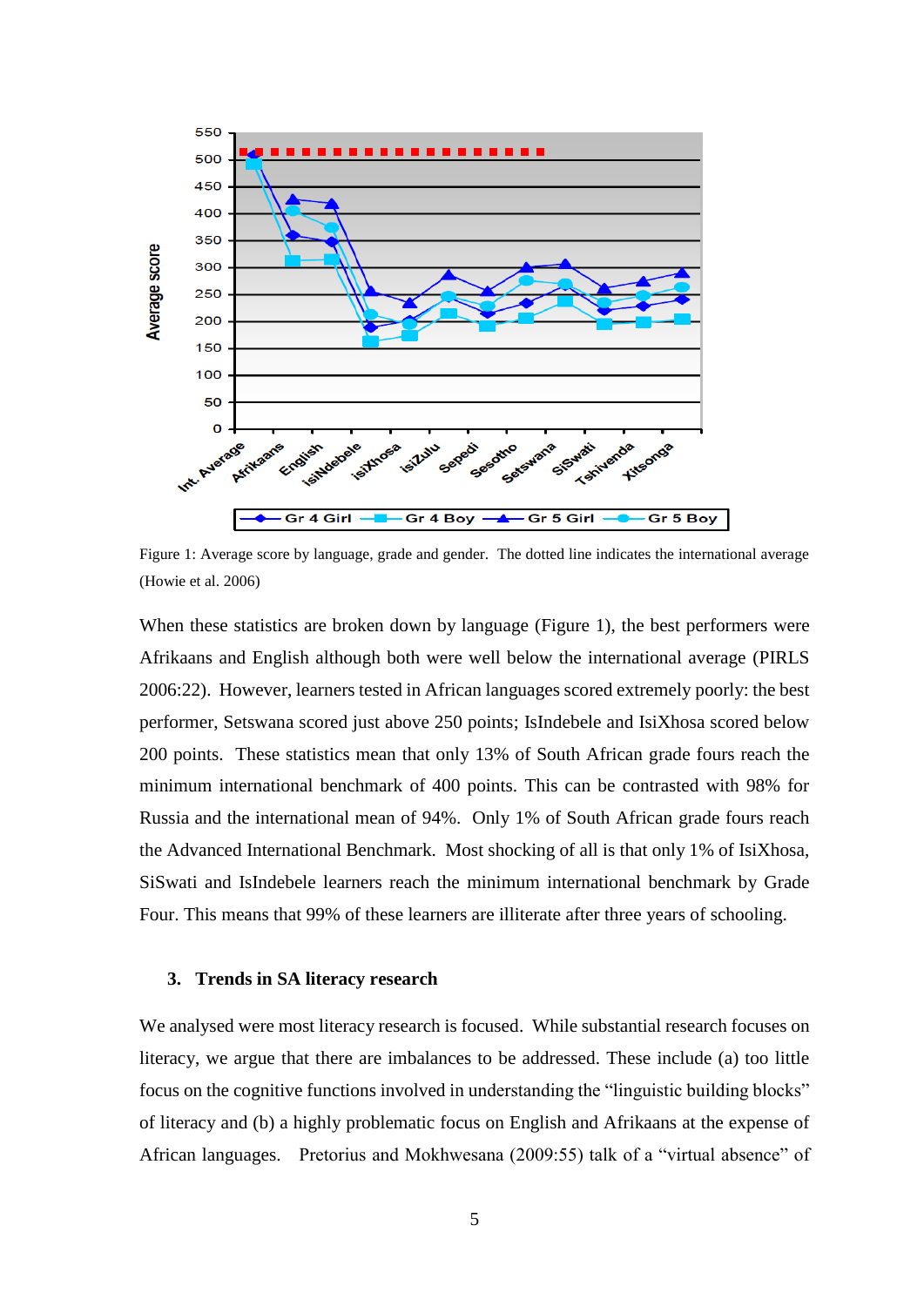Figure 1: Average score by language, grade and gender. The dotted line indicates the international average (Howie et al. 2006)

When these statistics are broken down by language (Figure 1), the best performers were Afrikaans and English although both were well below the international average (PIRLS 2006:22). However, learners tested in African languages scored extremely poorly: the best performer, Setswana scored just above 250 points; IsIndebele and IsiXhosa scored below 200 points. These statistics mean that only 13% of South African grade fours reach the minimum international benchmark of 400 points. This can be contrasted with 98% for Russia and the international mean of 94%. Only 1% of South African grade fours reach the Advanced International Benchmark. Most shocking of all is that only 1% of IsiXhosa, SiSwati and IsIndebele learners reach the minimum international benchmark by Grade Four. This means that 99% of these learners are illiterate after three years of schooling.

## 3. Trends in SA literacy research

We analysed were most literacy research is focused. While substantial research focuses on literacy, we argue that there are imbalances to be addressed. These include (a) too little focus on the cognitive functions involved in understanding the "linguistic building blocks" of literacy and (b) a highly problematic focus on English and Afrikaans at the expense of African languages. Pretorius and Mokhwesana (2009:55) talk of a "virtual absence" of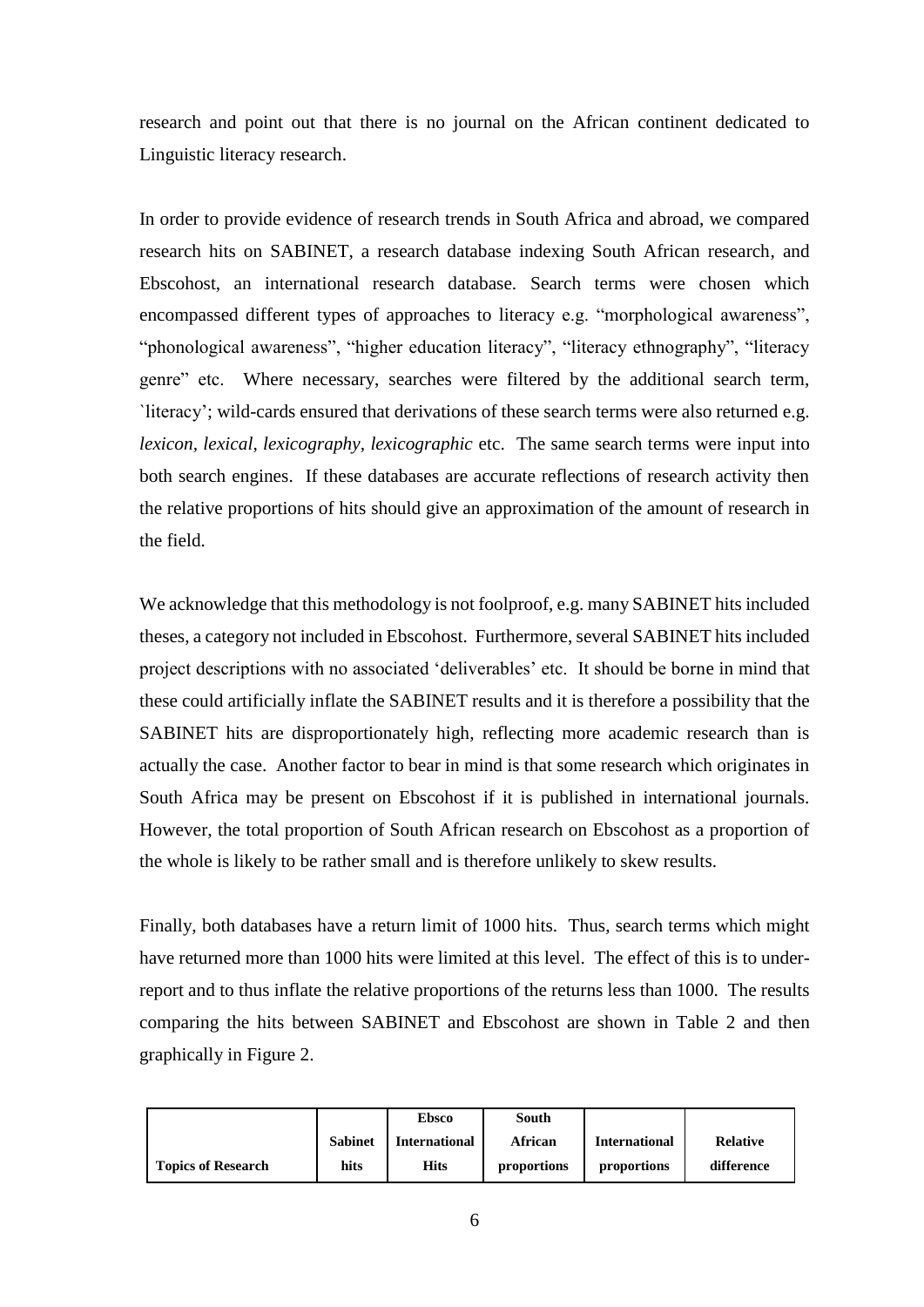research and point out that there is no journal on the African continent dedicated to Linguistic literacy research.

In order to provide evidence of research trends in South Africa and abroad, we compared research hits on SABINET, a research database indexing South African research, and Ebscohost, an international research database. Search terms were chosen which encompassed different types of approaches to literacy e.g. "morphological awareness", "phonological awareness", "higher education literacy", "literacy ethnography", "literacy genre" etc. Where necessary, searches were filtered by the additional search term, `literacy'; wild-cards ensured that derivations of these search terms were also returned e.g. *lexicon, lexical, lexicography, lexicographic* etc. The same search terms were input into both search engines. If these databases are accurate reflections of research activity then the relative proportions of hits should give an approximation of the amount of research in the field.

We acknowledge that this methodology is not foolproof, e.g. many SABINET hits included theses, a category not included in Ebscohost. Furthermore, several SABINET hits included project descriptions with no associated 'deliverables' etc. It should be borne in mind that these could artificially inflate the SABINET results and it is therefore a possibility that the SABINET hits are disproportionately high, reflecting more academic research than is actually the case. Another factor to bear in mind is that some research which originates in South Africa may be present on Ebscohost if it is published in international journals. However, the total proportion of South African research on Ebscohost as a proportion of the whole is likely to be rather small and is therefore unlikely to skew results.

Finally, both databases have a return limit of 1000 hits. Thus, search terms which might have returned more than 1000 hits were limited at this level. The effect of this is to under-report and to thus inflate the relative proportions of the returns less than 1000. The results comparing the hits between SABINET and Ebscohost are shown in Table 2 and then graphically in Figure 2.

| Topics of Research | Sabinet hits | Ebsco International Hits | South African proportions | International proportions | Relative difference |
|---|---|---|---|---|---|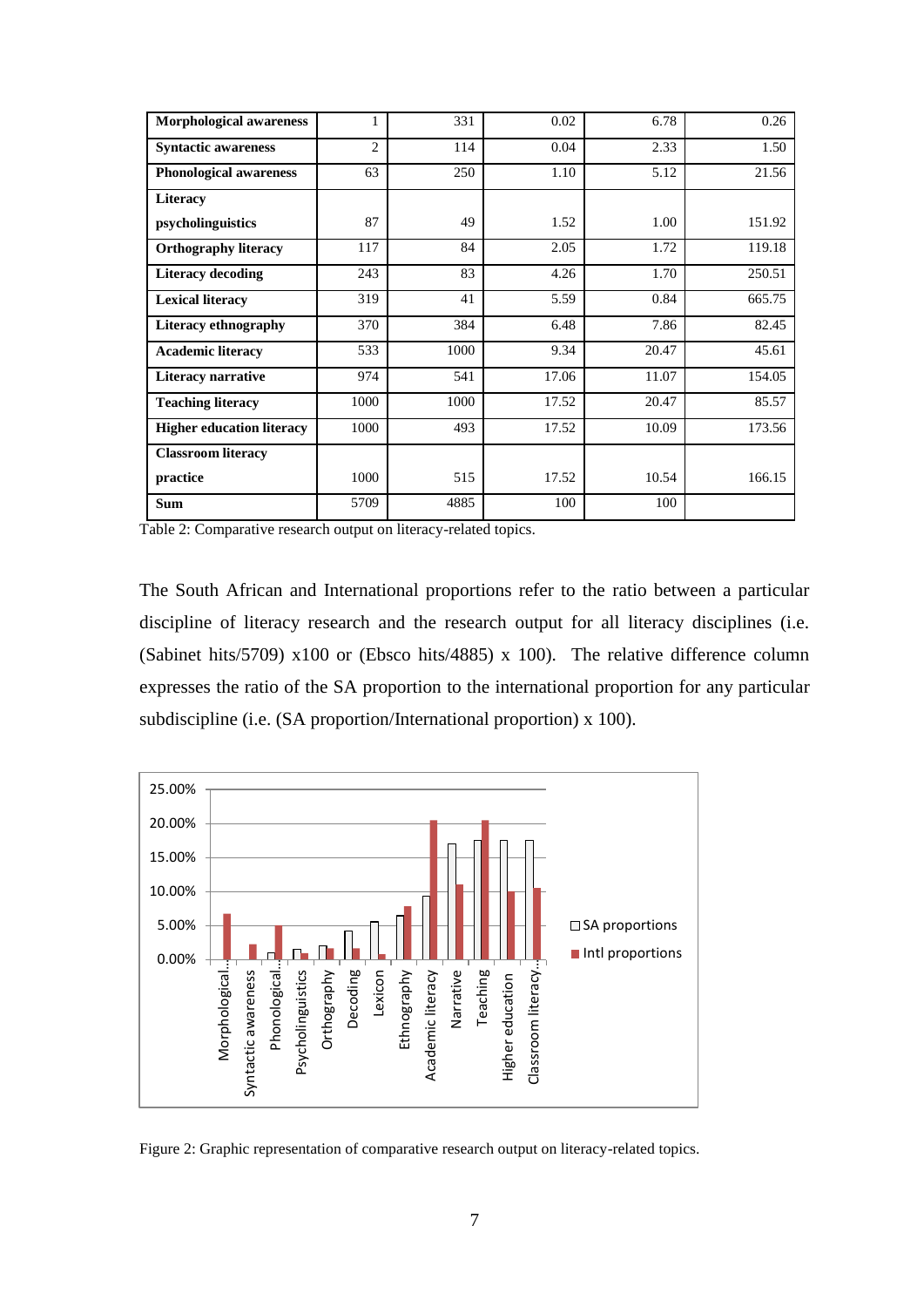| | | | | | |
|---|---|---|---|---|---|
| **Morphological awareness** | 1 | 331 | 0.02 | 6.78 | 0.26 |
| **Syntactic awareness** | 2 | 114 | 0.04 | 2.33 | 1.50 |
| **Phonological awareness** | 63 | 250 | 1.10 | 5.12 | 21.56 |
| **Literacy psycholinguistics** | 87 | 49 | 1.52 | 1.00 | 151.92 |
| **Orthography literacy** | 117 | 84 | 2.05 | 1.72 | 119.18 |
| **Literacy decoding** | 243 | 83 | 4.26 | 1.70 | 250.51 |
| **Lexical literacy** | 319 | 41 | 5.59 | 0.84 | 665.75 |
| **Literacy ethnography** | 370 | 384 | 6.48 | 7.86 | 82.45 |
| **Academic literacy** | 533 | 1000 | 9.34 | 20.47 | 45.61 |
| **Literacy narrative** | 974 | 541 | 17.06 | 11.07 | 154.05 |
| **Teaching literacy** | 1000 | 1000 | 17.52 | 20.47 | 85.57 |
| **Higher education literacy** | 1000 | 493 | 17.52 | 10.09 | 173.56 |
| **Classroom literacy practice** | 1000 | 515 | 17.52 | 10.54 | 166.15 |
| **Sum** | 5709 | 4885 | 100 | 100 | |

Table 2: Comparative research output on literacy-related topics.

The South African and International proportions refer to the ratio between a particular discipline of literacy research and the research output for all literacy disciplines (i.e. (Sabinet hits/5709) x100 or (Ebsco hits/4885) x 100). The relative difference column expresses the ratio of the SA proportion to the international proportion for any particular subdiscipline (i.e. (SA proportion/International proportion) x 100).

Figure 2: Graphic representation of comparative research output on literacy-related topics.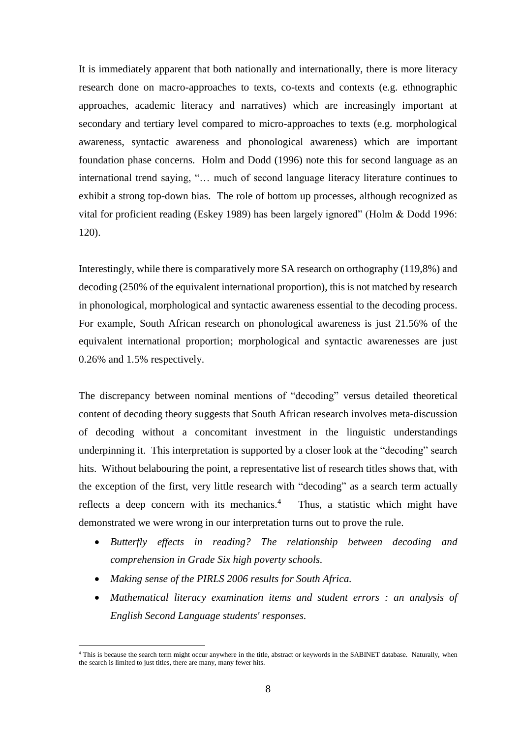It is immediately apparent that both nationally and internationally, there is more literacy research done on macro-approaches to texts, co-texts and contexts (e.g. ethnographic approaches, academic literacy and narratives) which are increasingly important at secondary and tertiary level compared to micro-approaches to texts (e.g. morphological awareness, syntactic awareness and phonological awareness) which are important foundation phase concerns. Holm and Dodd (1996) note this for second language as an international trend saying, "… much of second language literacy literature continues to exhibit a strong top-down bias. The role of bottom up processes, although recognized as vital for proficient reading (Eskey 1989) has been largely ignored" (Holm & Dodd 1996: 120).

Interestingly, while there is comparatively more SA research on orthography (119,8%) and decoding (250% of the equivalent international proportion), this is not matched by research in phonological, morphological and syntactic awareness essential to the decoding process. For example, South African research on phonological awareness is just 21.56% of the equivalent international proportion; morphological and syntactic awarenesses are just 0.26% and 1.5% respectively.

The discrepancy between nominal mentions of "decoding" versus detailed theoretical content of decoding theory suggests that South African research involves meta-discussion of decoding without a concomitant investment in the linguistic understandings underpinning it. This interpretation is supported by a closer look at the "decoding" search hits. Without belabouring the point, a representative list of research titles shows that, with the exception of the first, very little research with "decoding" as a search term actually reflects a deep concern with its mechanics.[4] Thus, a statistic which might have demonstrated we were wrong in our interpretation turns out to prove the rule.

- *Butterfly effects in reading? The relationship between decoding and comprehension in Grade Six high poverty schools.*
- *Making sense of the PIRLS 2006 results for South Africa.*
- *Mathematical literacy examination items and student errors : an analysis of English Second Language students' responses.*

[4] This is because the search term might occur anywhere in the title, abstract or keywords in the SABINET database. Naturally, when the search is limited to just titles, there are many, many fewer hits.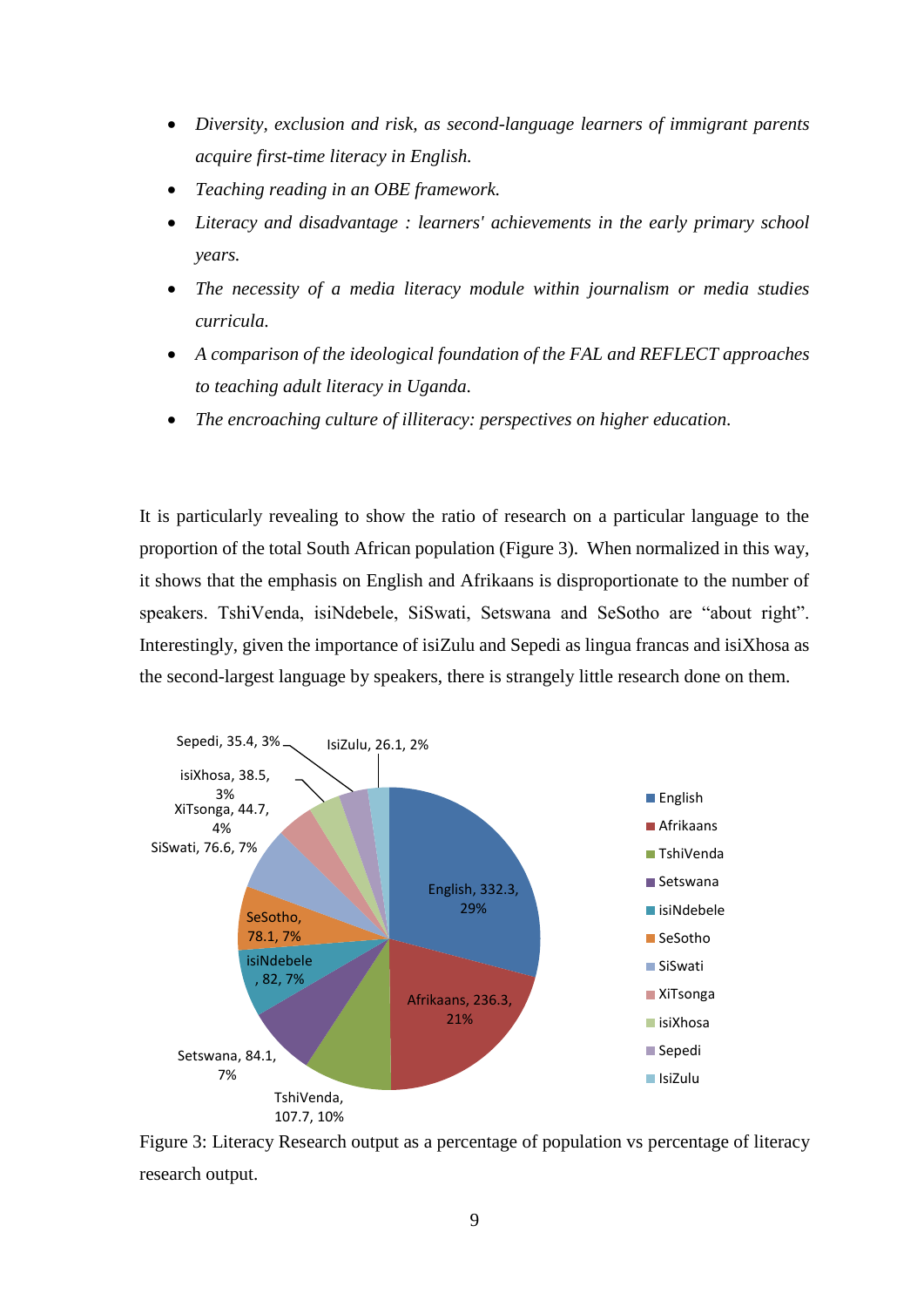- *Diversity, exclusion and risk, as second-language learners of immigrant parents acquire first-time literacy in English.*
- *Teaching reading in an OBE framework.*
- *Literacy and disadvantage : learners' achievements in the early primary school years.*
- *The necessity of a media literacy module within journalism or media studies curricula.*
- *A comparison of the ideological foundation of the FAL and REFLECT approaches to teaching adult literacy in Uganda.*
- *The encroaching culture of illiteracy: perspectives on higher education.*

It is particularly revealing to show the ratio of research on a particular language to the proportion of the total South African population (Figure 3). When normalized in this way, it shows that the emphasis on English and Afrikaans is disproportionate to the number of speakers. TshiVenda, isiNdebele, SiSwati, Setswana and SeSotho are "about right". Interestingly, given the importance of isiZulu and Sepedi as lingua francas and isiXhosa as the second-largest language by speakers, there is strangely little research done on them.

| Language | Value | Percentage |
|---|---|---|
| English | 332.3 | 29% |
| Afrikaans | 236.3 | 21% |
| TshiVenda | 107.7 | 10% |
| Setswana | 84.1 | 7% |
| isiNdebele | 82 | 7% |
| SeSotho | 78.1 | 7% |
| SiSwati | 76.6 | 7% |
| XiTsonga | 44.7 | 4% |
| isiXhosa | 38.5 | 3% |
| Sepedi | 35.4 | 3% |
| IsiZulu | 26.1 | 2% |

Figure 3: Literacy Research output as a percentage of population vs percentage of literacy research output.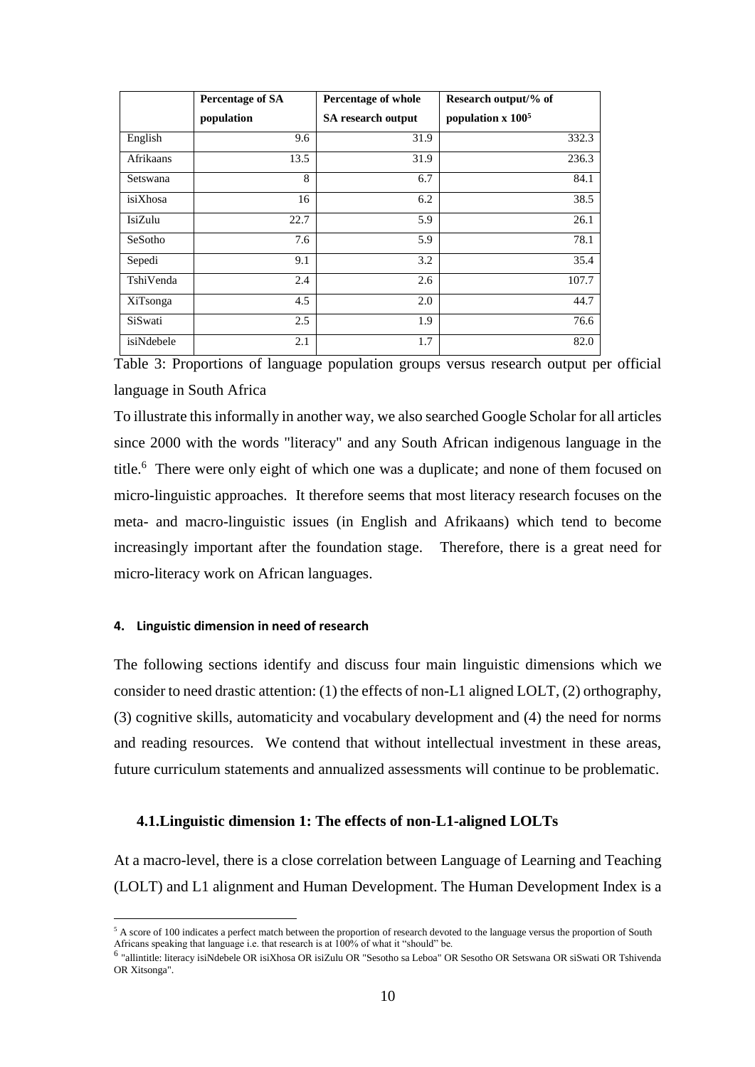| | Percentage of SA population | Percentage of whole SA research output | Research output/% of population x 100[5] |
|---|---|---|---|
| English | 9.6 | 31.9 | 332.3 |
| Afrikaans | 13.5 | 31.9 | 236.3 |
| Setswana | 8 | 6.7 | 84.1 |
| isiXhosa | 16 | 6.2 | 38.5 |
| IsiZulu | 22.7 | 5.9 | 26.1 |
| SeSotho | 7.6 | 5.9 | 78.1 |
| Sepedi | 9.1 | 3.2 | 35.4 |
| TshiVenda | 2.4 | 2.6 | 107.7 |
| XiTsonga | 4.5 | 2.0 | 44.7 |
| SiSwati | 2.5 | 1.9 | 76.6 |
| isiNdebele | 2.1 | 1.7 | 82.0 |

Table 3: Proportions of language population groups versus research output per official language in South Africa

To illustrate this informally in another way, we also searched Google Scholar for all articles since 2000 with the words "literacy" and any South African indigenous language in the title.[6] There were only eight of which one was a duplicate; and none of them focused on micro-linguistic approaches. It therefore seems that most literacy research focuses on the meta- and macro-linguistic issues (in English and Afrikaans) which tend to become increasingly important after the foundation stage. Therefore, there is a great need for micro-literacy work on African languages.

#### 4. Linguistic dimension in need of research

The following sections identify and discuss four main linguistic dimensions which we consider to need drastic attention: (1) the effects of non-L1 aligned LOLT, (2) orthography, (3) cognitive skills, automaticity and vocabulary development and (4) the need for norms and reading resources. We contend that without intellectual investment in these areas, future curriculum statements and annualized assessments will continue to be problematic.

### 4.1. Linguistic dimension 1: The effects of non-L1-aligned LOLTs

At a macro-level, there is a close correlation between Language of Learning and Teaching (LOLT) and L1 alignment and Human Development. The Human Development Index is a

[5] A score of 100 indicates a perfect match between the proportion of research devoted to the language versus the proportion of South Africans speaking that language i.e. that research is at 100% of what it "should" be.

[6] "allintitle: literacy isiNdebele OR isiXhosa OR isiZulu OR "Sesotho sa Leboa" OR Sesotho OR Setswana OR siSwati OR Tshivenda OR Xitsonga".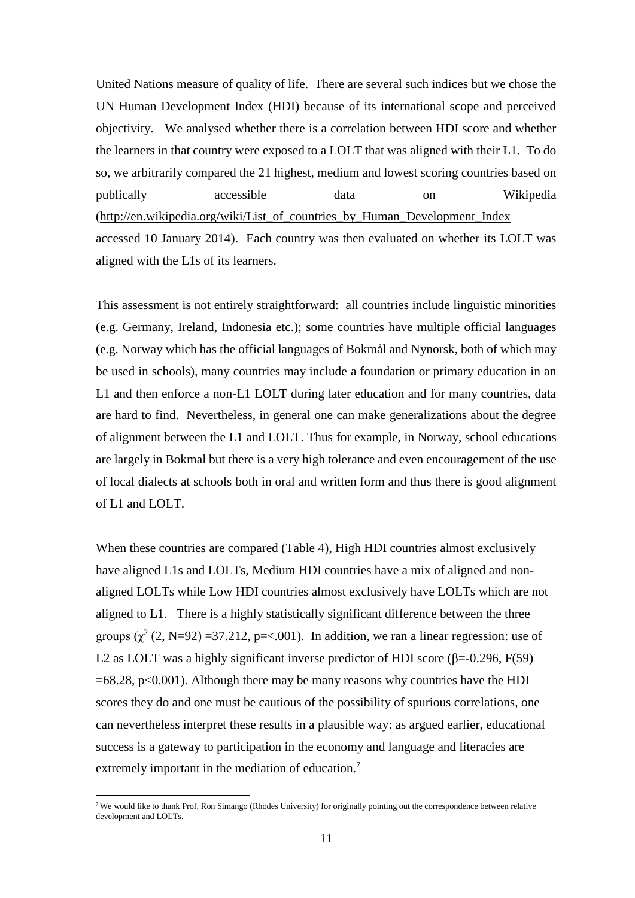United Nations measure of quality of life. There are several such indices but we chose the UN Human Development Index (HDI) because of its international scope and perceived objectivity. We analysed whether there is a correlation between HDI score and whether the learners in that country were exposed to a LOLT that was aligned with their L1. To do so, we arbitrarily compared the 21 highest, medium and lowest scoring countries based on publically accessible data on Wikipedia (http://en.wikipedia.org/wiki/List_of_countries_by_Human_Development_Index accessed 10 January 2014). Each country was then evaluated on whether its LOLT was aligned with the L1s of its learners.

This assessment is not entirely straightforward: all countries include linguistic minorities (e.g. Germany, Ireland, Indonesia etc.); some countries have multiple official languages (e.g. Norway which has the official languages of Bokmål and Nynorsk, both of which may be used in schools), many countries may include a foundation or primary education in an L1 and then enforce a non-L1 LOLT during later education and for many countries, data are hard to find. Nevertheless, in general one can make generalizations about the degree of alignment between the L1 and LOLT. Thus for example, in Norway, school educations are largely in Bokmal but there is a very high tolerance and even encouragement of the use of local dialects at schools both in oral and written form and thus there is good alignment of L1 and LOLT.

When these countries are compared (Table 4), High HDI countries almost exclusively have aligned L1s and LOLTs, Medium HDI countries have a mix of aligned and non-aligned LOLTs while Low HDI countries almost exclusively have LOLTs which are not aligned to L1. There is a highly statistically significant difference between the three groups ($\chi^2$ (2, N=92) =37.212, p=<.001). In addition, we ran a linear regression: use of L2 as LOLT was a highly significant inverse predictor of HDI score ($\beta$=-0.296, F(59) =68.28, p<0.001). Although there may be many reasons why countries have the HDI scores they do and one must be cautious of the possibility of spurious correlations, one can nevertheless interpret these results in a plausible way: as argued earlier, educational success is a gateway to participation in the economy and language and literacies are extremely important in the mediation of education.[7]

[7] We would like to thank Prof. Ron Simango (Rhodes University) for originally pointing out the correspondence between relative development and LOLTs.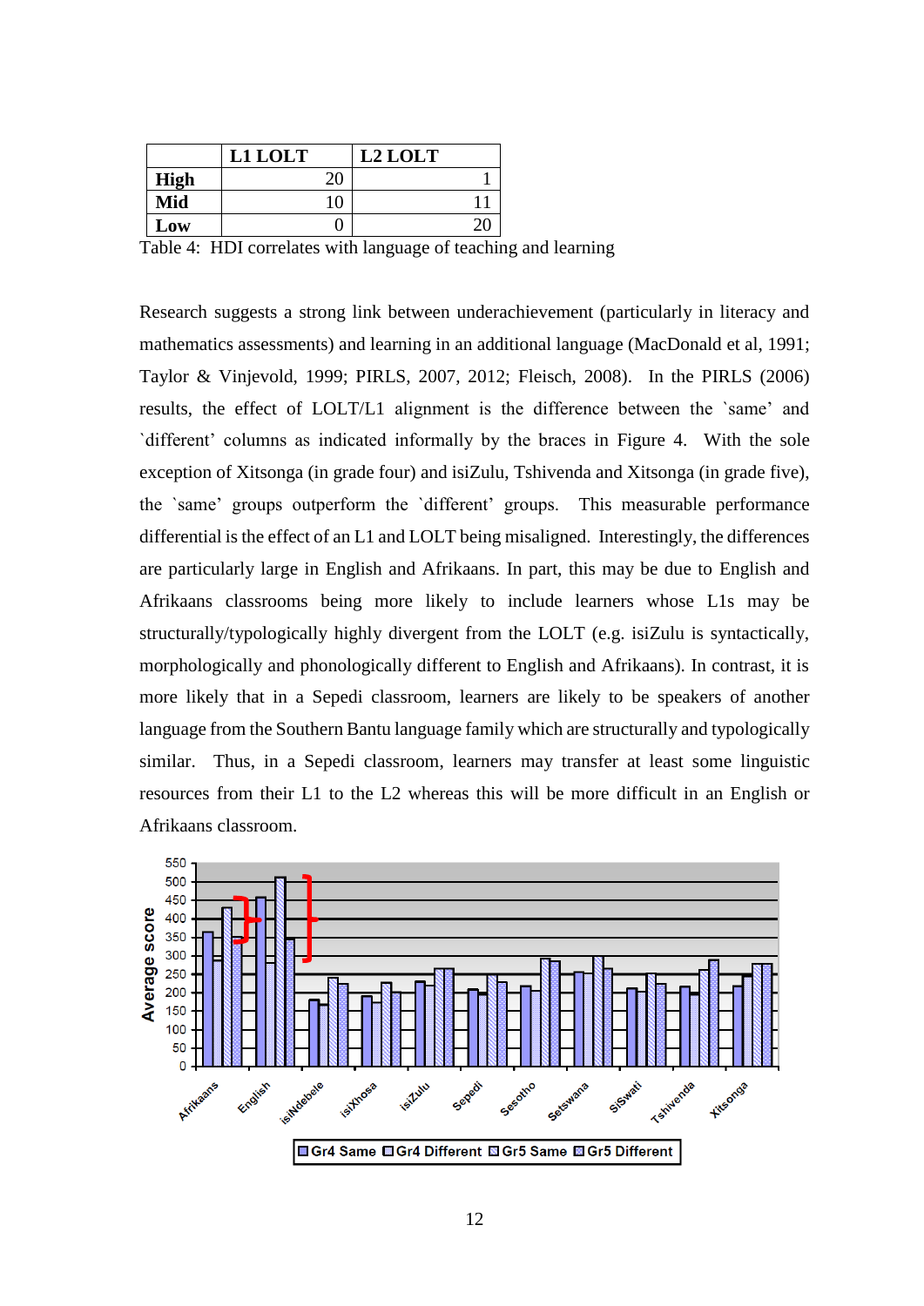|  | L1 LOLT | L2 LOLT |
|---|---|---|
| **High** | 20 | 1 |
| **Mid** | 10 | 11 |
| **Low** | 0 | 20 |

Table 4: HDI correlates with language of teaching and learning

Research suggests a strong link between underachievement (particularly in literacy and mathematics assessments) and learning in an additional language (MacDonald et al, 1991; Taylor & Vinjevold, 1999; PIRLS, 2007, 2012; Fleisch, 2008). In the PIRLS (2006) results, the effect of LOLT/L1 alignment is the difference between the `same' and `different' columns as indicated informally by the braces in Figure 4. With the sole exception of Xitsonga (in grade four) and isiZulu, Tshivenda and Xitsonga (in grade five), the `same' groups outperform the `different' groups. This measurable performance differential is the effect of an L1 and LOLT being misaligned. Interestingly, the differences are particularly large in English and Afrikaans. In part, this may be due to English and Afrikaans classrooms being more likely to include learners whose L1s may be structurally/typologically highly divergent from the LOLT (e.g. isiZulu is syntactically, morphologically and phonologically different to English and Afrikaans). In contrast, it is more likely that in a Sepedi classroom, learners are likely to be speakers of another language from the Southern Bantu language family which are structurally and typologically similar. Thus, in a Sepedi classroom, learners may transfer at least some linguistic resources from their L1 to the L2 whereas this will be more difficult in an English or Afrikaans classroom.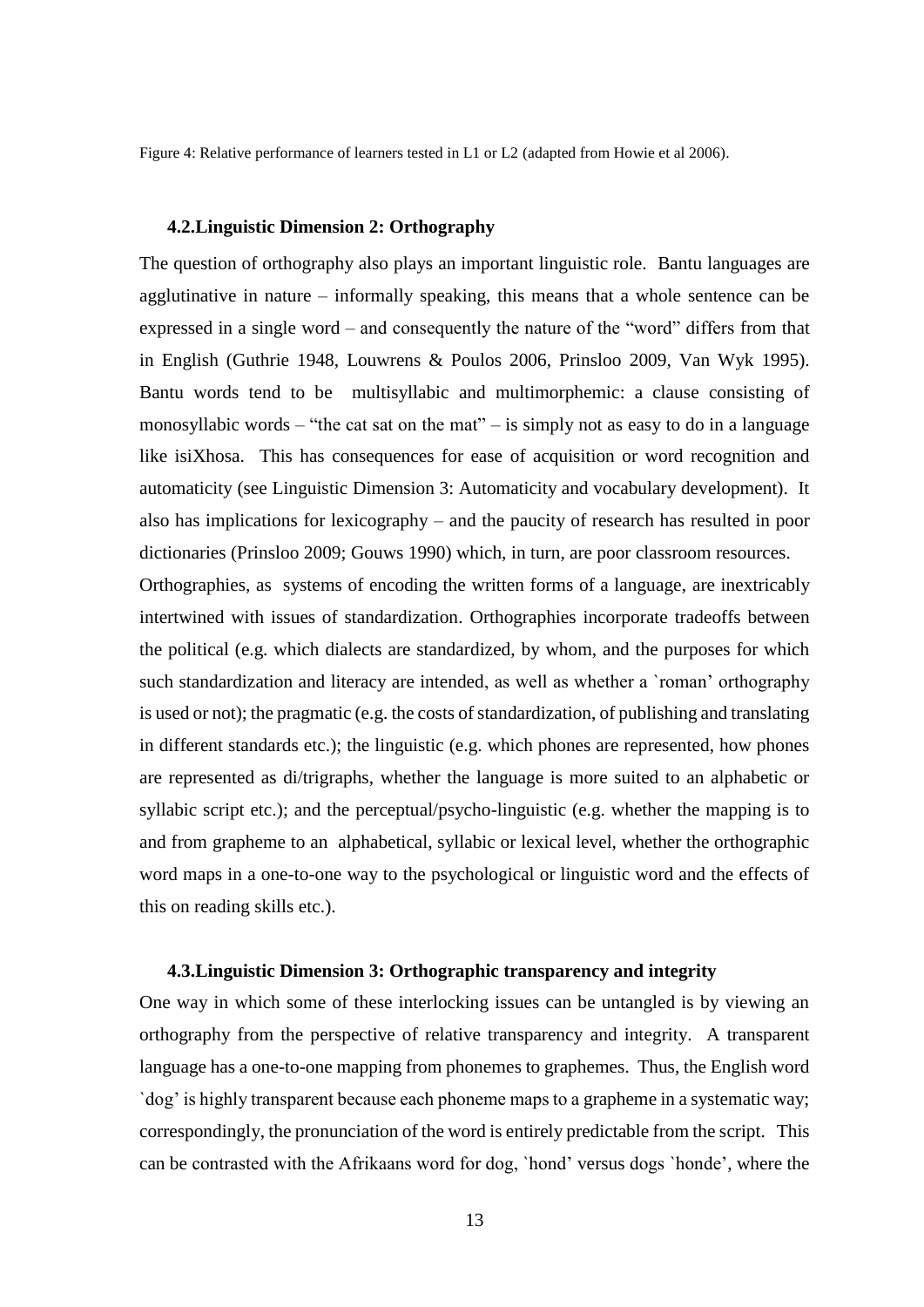Figure 4: Relative performance of learners tested in L1 or L2 (adapted from Howie et al 2006).

### 4.2. Linguistic Dimension 2: Orthography

The question of orthography also plays an important linguistic role. Bantu languages are agglutinative in nature – informally speaking, this means that a whole sentence can be expressed in a single word – and consequently the nature of the "word" differs from that in English (Guthrie 1948, Louwrens & Poulos 2006, Prinsloo 2009, Van Wyk 1995). Bantu words tend to be multisyllabic and multimorphemic: a clause consisting of monosyllabic words – "the cat sat on the mat" – is simply not as easy to do in a language like isiXhosa. This has consequences for ease of acquisition or word recognition and automaticity (see Linguistic Dimension 3: Automaticity and vocabulary development). It also has implications for lexicography – and the paucity of research has resulted in poor dictionaries (Prinsloo 2009; Gouws 1990) which, in turn, are poor classroom resources.

Orthographies, as systems of encoding the written forms of a language, are inextricably intertwined with issues of standardization. Orthographies incorporate tradeoffs between the political (e.g. which dialects are standardized, by whom, and the purposes for which such standardization and literacy are intended, as well as whether a `roman' orthography is used or not); the pragmatic (e.g. the costs of standardization, of publishing and translating in different standards etc.); the linguistic (e.g. which phones are represented, how phones are represented as di/trigraphs, whether the language is more suited to an alphabetic or syllabic script etc.); and the perceptual/psycho-linguistic (e.g. whether the mapping is to and from grapheme to an alphabetical, syllabic or lexical level, whether the orthographic word maps in a one-to-one way to the psychological or linguistic word and the effects of this on reading skills etc.).

### 4.3. Linguistic Dimension 3: Orthographic transparency and integrity

One way in which some of these interlocking issues can be untangled is by viewing an orthography from the perspective of relative transparency and integrity. A transparent language has a one-to-one mapping from phonemes to graphemes. Thus, the English word `dog' is highly transparent because each phoneme maps to a grapheme in a systematic way; correspondingly, the pronunciation of the word is entirely predictable from the script. This can be contrasted with the Afrikaans word for dog, `hond' versus dogs `honde', where the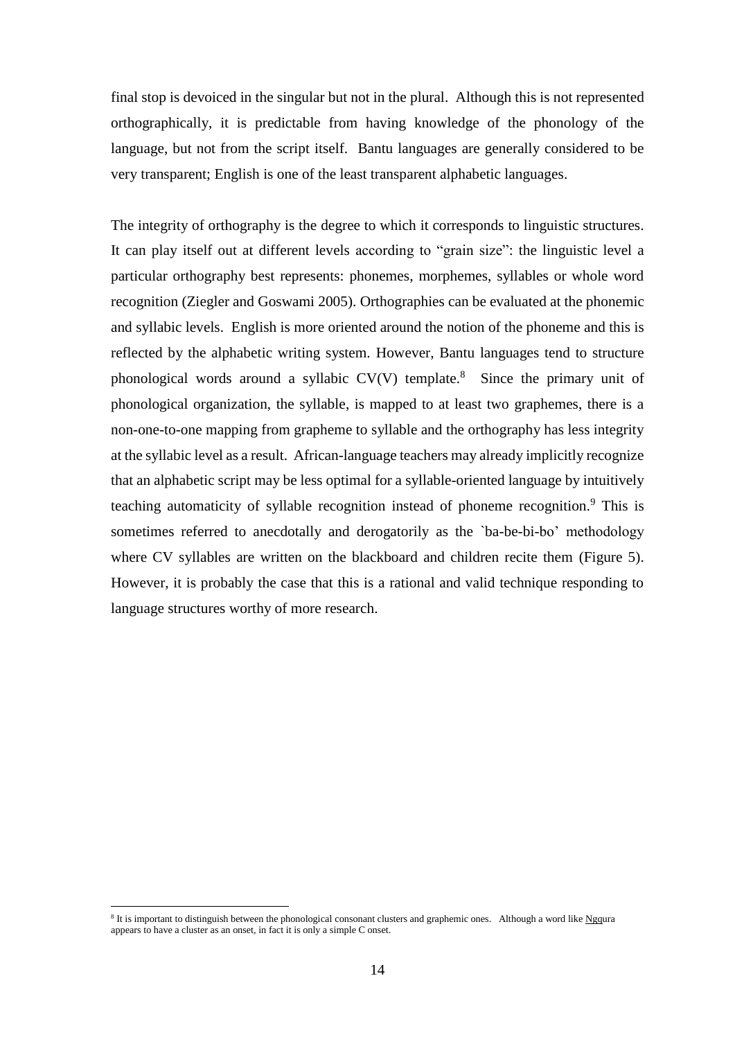final stop is devoiced in the singular but not in the plural. Although this is not represented orthographically, it is predictable from having knowledge of the phonology of the language, but not from the script itself. Bantu languages are generally considered to be very transparent; English is one of the least transparent alphabetic languages.

The integrity of orthography is the degree to which it corresponds to linguistic structures. It can play itself out at different levels according to "grain size": the linguistic level a particular orthography best represents: phonemes, morphemes, syllables or whole word recognition (Ziegler and Goswami 2005). Orthographies can be evaluated at the phonemic and syllabic levels. English is more oriented around the notion of the phoneme and this is reflected by the alphabetic writing system. However, Bantu languages tend to structure phonological words around a syllabic CV(V) template.[8] Since the primary unit of phonological organization, the syllable, is mapped to at least two graphemes, there is a non-one-to-one mapping from grapheme to syllable and the orthography has less integrity at the syllabic level as a result. African-language teachers may already implicitly recognize that an alphabetic script may be less optimal for a syllable-oriented language by intuitively teaching automaticity of syllable recognition instead of phoneme recognition.[9] This is sometimes referred to anecdotally and derogatorily as the `ba-be-bi-bo' methodology where CV syllables are written on the blackboard and children recite them (Figure 5). However, it is probably the case that this is a rational and valid technique responding to language structures worthy of more research.

[8] It is important to distinguish between the phonological consonant clusters and graphemic ones. Although a word like Ngqura appears to have a cluster as an onset, in fact it is only a simple C onset.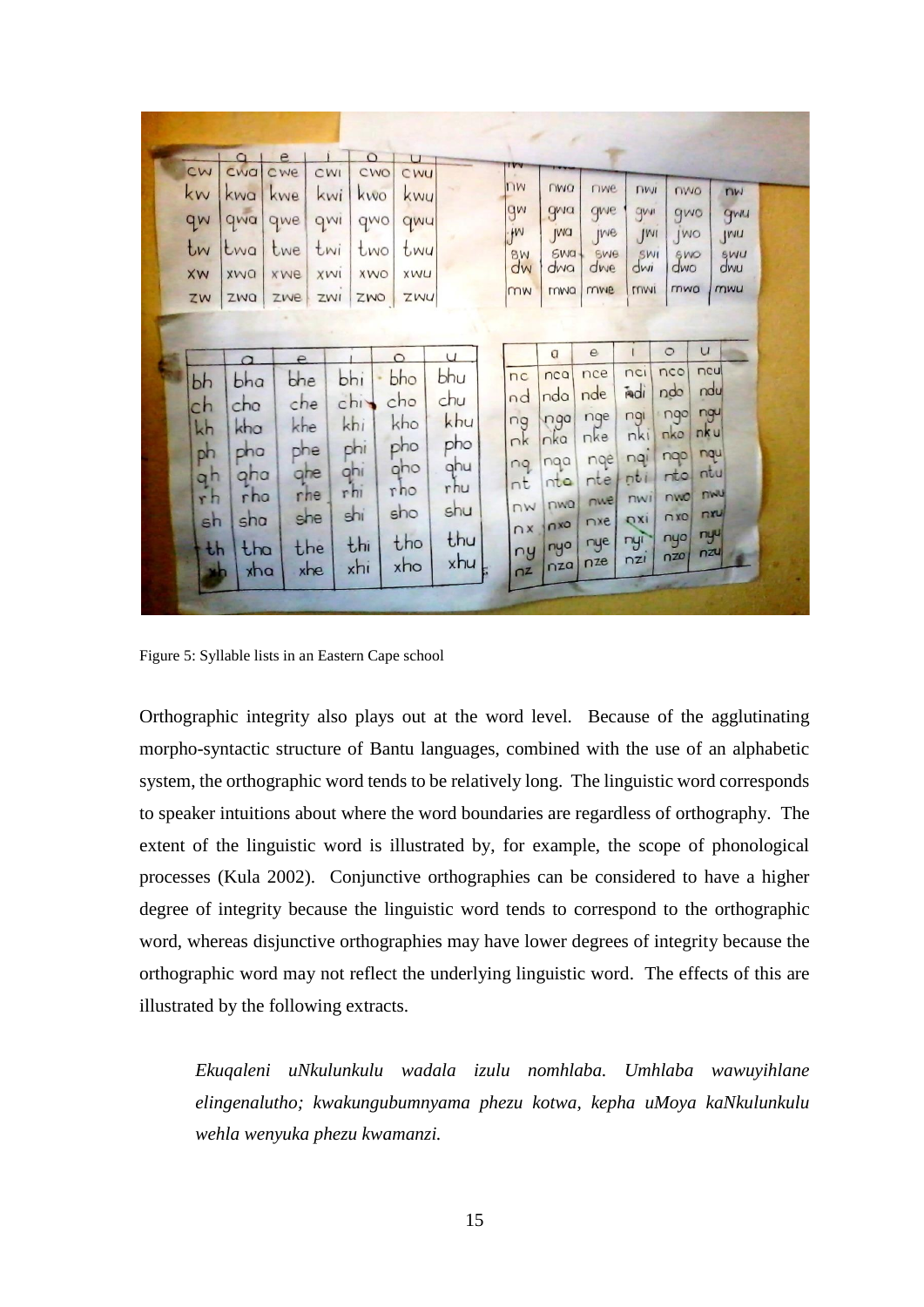Figure 5: Syllable lists in an Eastern Cape school

Orthographic integrity also plays out at the word level. Because of the agglutinating morpho-syntactic structure of Bantu languages, combined with the use of an alphabetic system, the orthographic word tends to be relatively long. The linguistic word corresponds to speaker intuitions about where the word boundaries are regardless of orthography. The extent of the linguistic word is illustrated by, for example, the scope of phonological processes (Kula 2002). Conjunctive orthographies can be considered to have a higher degree of integrity because the linguistic word tends to correspond to the orthographic word, whereas disjunctive orthographies may have lower degrees of integrity because the orthographic word may not reflect the underlying linguistic word. The effects of this are illustrated by the following extracts.

> *Ekuqaleni uNkulunkulu wadala izulu nomhlaba. Umhlaba wawuyihlane elingenalutho; kwakungubumnyama phezu kotwa, kepha uMoya kaNkulunkulu wehla wenyuka phezu kwamanzi.*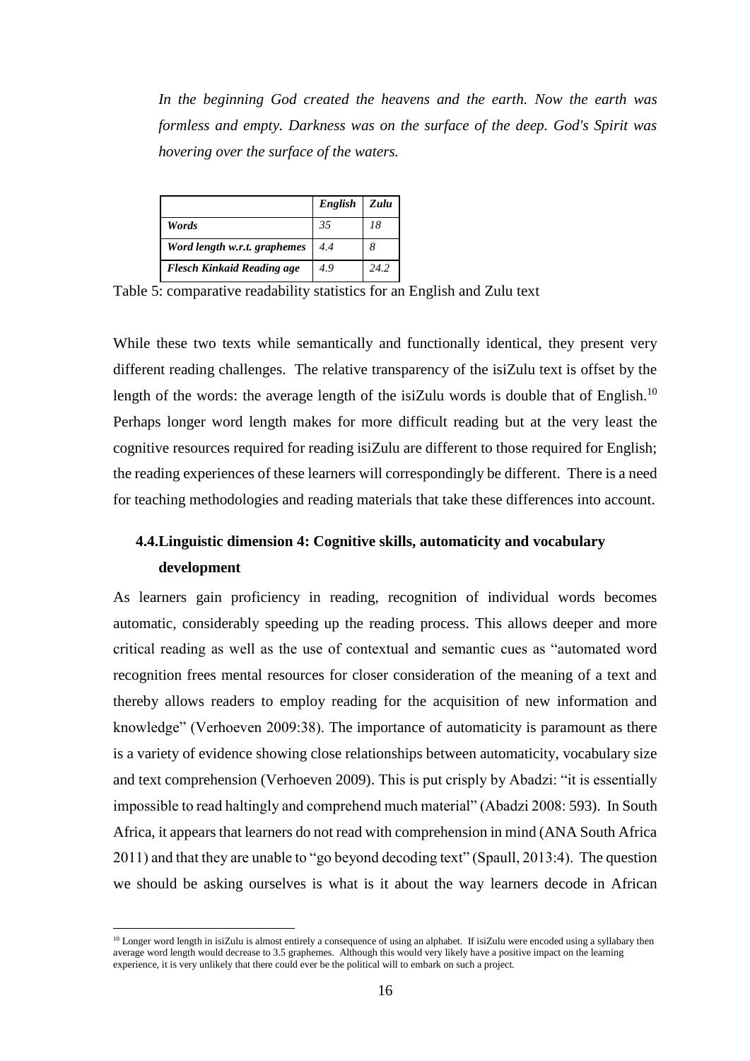*In the beginning God created the heavens and the earth. Now the earth was formless and empty. Darkness was on the surface of the deep. God's Spirit was hovering over the surface of the waters.*

| | *English* | *Zulu* |
|---|---|---|
| *Words* | *35* | *18* |
| *Word length w.r.t. graphemes* | *4.4* | *8* |
| *Flesch Kinkaid Reading age* | *4.9* | *24.2* |

Table 5: comparative readability statistics for an English and Zulu text

While these two texts while semantically and functionally identical, they present very different reading challenges. The relative transparency of the isiZulu text is offset by the length of the words: the average length of the isiZulu words is double that of English.[10] Perhaps longer word length makes for more difficult reading but at the very least the cognitive resources required for reading isiZulu are different to those required for English; the reading experiences of these learners will correspondingly be different. There is a need for teaching methodologies and reading materials that take these differences into account.

## 4.4. Linguistic dimension 4: Cognitive skills, automaticity and vocabulary development

As learners gain proficiency in reading, recognition of individual words becomes automatic, considerably speeding up the reading process. This allows deeper and more critical reading as well as the use of contextual and semantic cues as "automated word recognition frees mental resources for closer consideration of the meaning of a text and thereby allows readers to employ reading for the acquisition of new information and knowledge" (Verhoeven 2009:38). The importance of automaticity is paramount as there is a variety of evidence showing close relationships between automaticity, vocabulary size and text comprehension (Verhoeven 2009). This is put crisply by Abadzi: "it is essentially impossible to read haltingly and comprehend much material" (Abadzi 2008: 593). In South Africa, it appears that learners do not read with comprehension in mind (ANA South Africa 2011) and that they are unable to "go beyond decoding text" (Spaull, 2013:4). The question we should be asking ourselves is what is it about the way learners decode in African

[10] Longer word length in isiZulu is almost entirely a consequence of using an alphabet. If isiZulu were encoded using a syllabary then average word length would decrease to 3.5 graphemes. Although this would very likely have a positive impact on the learning experience, it is very unlikely that there could ever be the political will to embark on such a project.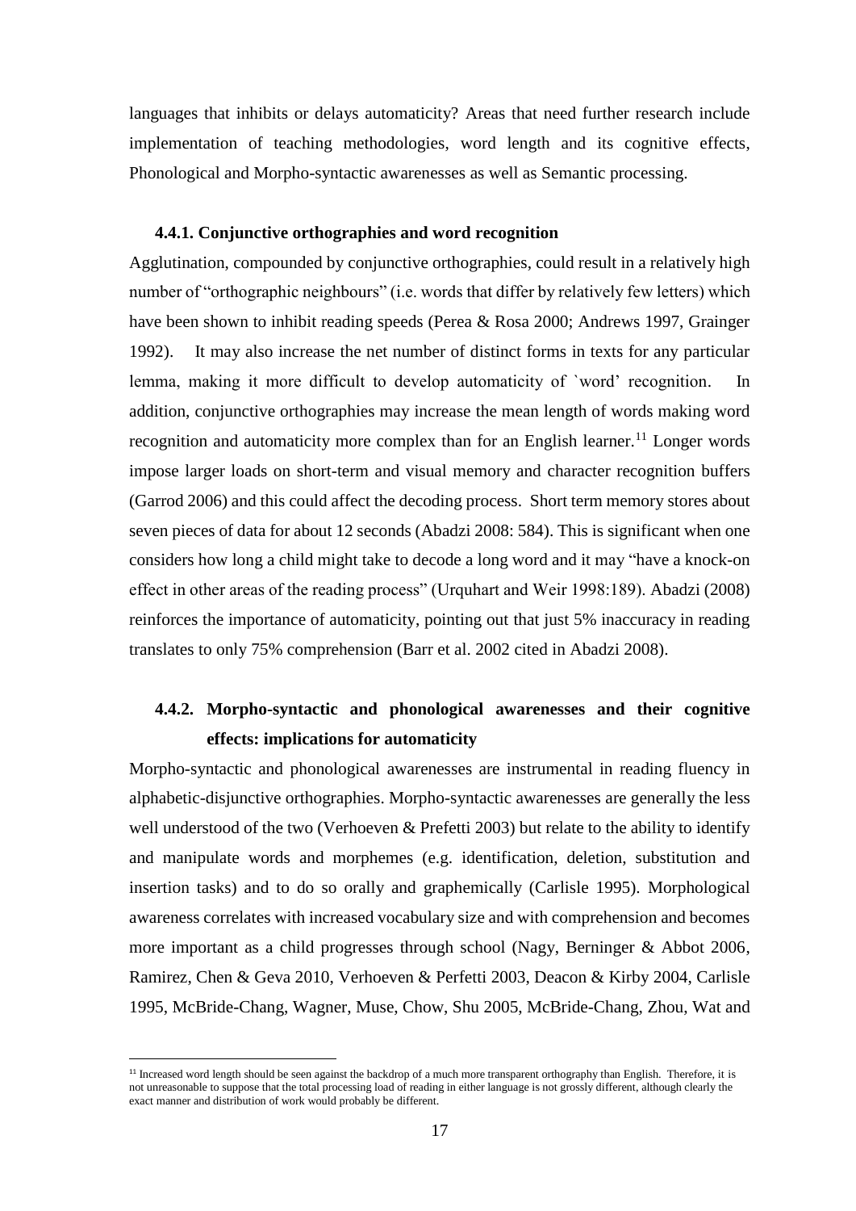languages that inhibits or delays automaticity? Areas that need further research include implementation of teaching methodologies, word length and its cognitive effects, Phonological and Morpho-syntactic awarenesses as well as Semantic processing.

### 4.4.1. Conjunctive orthographies and word recognition

Agglutination, compounded by conjunctive orthographies, could result in a relatively high number of "orthographic neighbours" (i.e. words that differ by relatively few letters) which have been shown to inhibit reading speeds (Perea & Rosa 2000; Andrews 1997, Grainger 1992). It may also increase the net number of distinct forms in texts for any particular lemma, making it more difficult to develop automaticity of `word' recognition. In addition, conjunctive orthographies may increase the mean length of words making word recognition and automaticity more complex than for an English learner.[11] Longer words impose larger loads on short-term and visual memory and character recognition buffers (Garrod 2006) and this could affect the decoding process. Short term memory stores about seven pieces of data for about 12 seconds (Abadzi 2008: 584). This is significant when one considers how long a child might take to decode a long word and it may "have a knock-on effect in other areas of the reading process" (Urquhart and Weir 1998:189). Abadzi (2008) reinforces the importance of automaticity, pointing out that just 5% inaccuracy in reading translates to only 75% comprehension (Barr et al. 2002 cited in Abadzi 2008).

### 4.4.2. Morpho-syntactic and phonological awarenesses and their cognitive effects: implications for automaticity

Morpho-syntactic and phonological awarenesses are instrumental in reading fluency in alphabetic-disjunctive orthographies. Morpho-syntactic awarenesses are generally the less well understood of the two (Verhoeven & Prefetti 2003) but relate to the ability to identify and manipulate words and morphemes (e.g. identification, deletion, substitution and insertion tasks) and to do so orally and graphemically (Carlisle 1995). Morphological awareness correlates with increased vocabulary size and with comprehension and becomes more important as a child progresses through school (Nagy, Berninger & Abbot 2006, Ramirez, Chen & Geva 2010, Verhoeven & Perfetti 2003, Deacon & Kirby 2004, Carlisle 1995, McBride-Chang, Wagner, Muse, Chow, Shu 2005, McBride-Chang, Zhou, Wat and

---

[11] Increased word length should be seen against the backdrop of a much more transparent orthography than English. Therefore, it is not unreasonable to suppose that the total processing load of reading in either language is not grossly different, although clearly the exact manner and distribution of work would probably be different.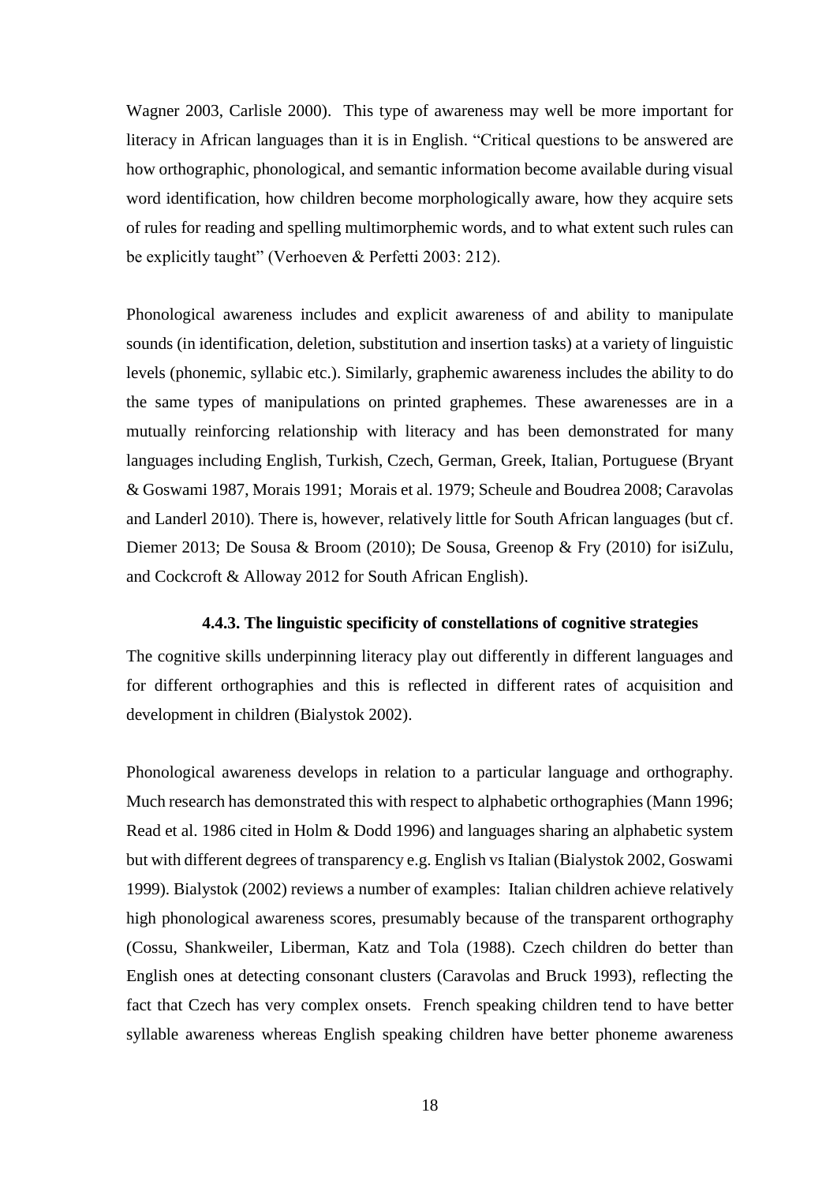Wagner 2003, Carlisle 2000). This type of awareness may well be more important for literacy in African languages than it is in English. "Critical questions to be answered are how orthographic, phonological, and semantic information become available during visual word identification, how children become morphologically aware, how they acquire sets of rules for reading and spelling multimorphemic words, and to what extent such rules can be explicitly taught" (Verhoeven & Perfetti 2003: 212).

Phonological awareness includes and explicit awareness of and ability to manipulate sounds (in identification, deletion, substitution and insertion tasks) at a variety of linguistic levels (phonemic, syllabic etc.). Similarly, graphemic awareness includes the ability to do the same types of manipulations on printed graphemes. These awarenesses are in a mutually reinforcing relationship with literacy and has been demonstrated for many languages including English, Turkish, Czech, German, Greek, Italian, Portuguese (Bryant & Goswami 1987, Morais 1991; Morais et al. 1979; Scheule and Boudrea 2008; Caravolas and Landerl 2010). There is, however, relatively little for South African languages (but cf. Diemer 2013; De Sousa & Broom (2010); De Sousa, Greenop & Fry (2010) for isiZulu, and Cockcroft & Alloway 2012 for South African English).

### 4.4.3. The linguistic specificity of constellations of cognitive strategies

The cognitive skills underpinning literacy play out differently in different languages and for different orthographies and this is reflected in different rates of acquisition and development in children (Bialystok 2002).

Phonological awareness develops in relation to a particular language and orthography. Much research has demonstrated this with respect to alphabetic orthographies (Mann 1996; Read et al. 1986 cited in Holm & Dodd 1996) and languages sharing an alphabetic system but with different degrees of transparency e.g. English vs Italian (Bialystok 2002, Goswami 1999). Bialystok (2002) reviews a number of examples: Italian children achieve relatively high phonological awareness scores, presumably because of the transparent orthography (Cossu, Shankweiler, Liberman, Katz and Tola (1988). Czech children do better than English ones at detecting consonant clusters (Caravolas and Bruck 1993), reflecting the fact that Czech has very complex onsets. French speaking children tend to have better syllable awareness whereas English speaking children have better phoneme awareness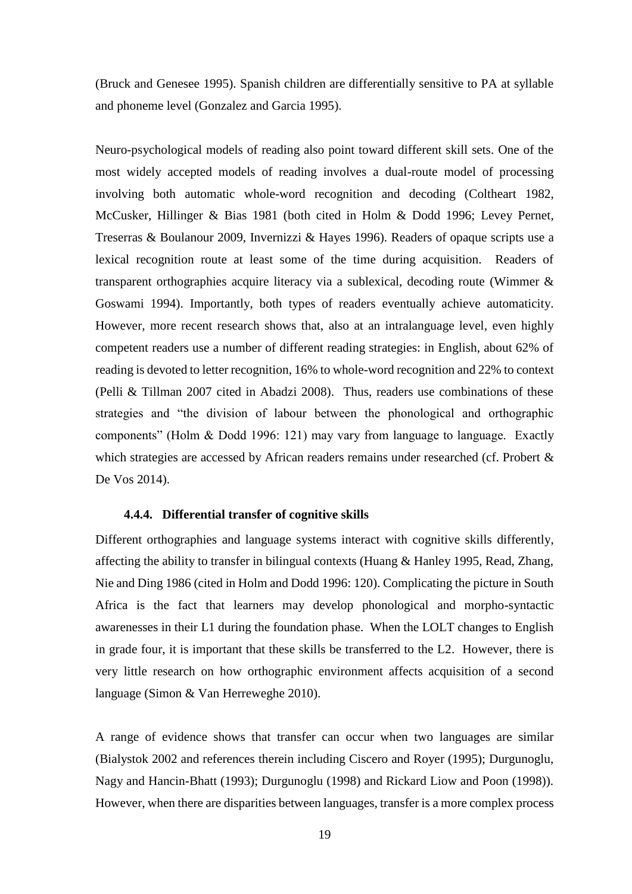(Bruck and Genesee 1995). Spanish children are differentially sensitive to PA at syllable and phoneme level (Gonzalez and Garcia 1995).

Neuro-psychological models of reading also point toward different skill sets. One of the most widely accepted models of reading involves a dual-route model of processing involving both automatic whole-word recognition and decoding (Coltheart 1982, McCusker, Hillinger & Bias 1981 (both cited in Holm & Dodd 1996; Levey Pernet, Treserras & Boulanour 2009, Invernizzi & Hayes 1996). Readers of opaque scripts use a lexical recognition route at least some of the time during acquisition. Readers of transparent orthographies acquire literacy via a sublexical, decoding route (Wimmer & Goswami 1994). Importantly, both types of readers eventually achieve automaticity. However, more recent research shows that, also at an intralanguage level, even highly competent readers use a number of different reading strategies: in English, about 62% of reading is devoted to letter recognition, 16% to whole-word recognition and 22% to context (Pelli & Tillman 2007 cited in Abadzi 2008). Thus, readers use combinations of these strategies and "the division of labour between the phonological and orthographic components" (Holm & Dodd 1996: 121) may vary from language to language. Exactly which strategies are accessed by African readers remains under researched (cf. Probert & De Vos 2014).

#### 4.4.4. Differential transfer of cognitive skills

Different orthographies and language systems interact with cognitive skills differently, affecting the ability to transfer in bilingual contexts (Huang & Hanley 1995, Read, Zhang, Nie and Ding 1986 (cited in Holm and Dodd 1996: 120). Complicating the picture in South Africa is the fact that learners may develop phonological and morpho-syntactic awarenesses in their L1 during the foundation phase. When the LOLT changes to English in grade four, it is important that these skills be transferred to the L2. However, there is very little research on how orthographic environment affects acquisition of a second language (Simon & Van Herreweghe 2010).

A range of evidence shows that transfer can occur when two languages are similar (Bialystok 2002 and references therein including Ciscero and Royer (1995); Durgunoglu, Nagy and Hancin-Bhatt (1993); Durgunoglu (1998) and Rickard Liow and Poon (1998)). However, when there are disparities between languages, transfer is a more complex process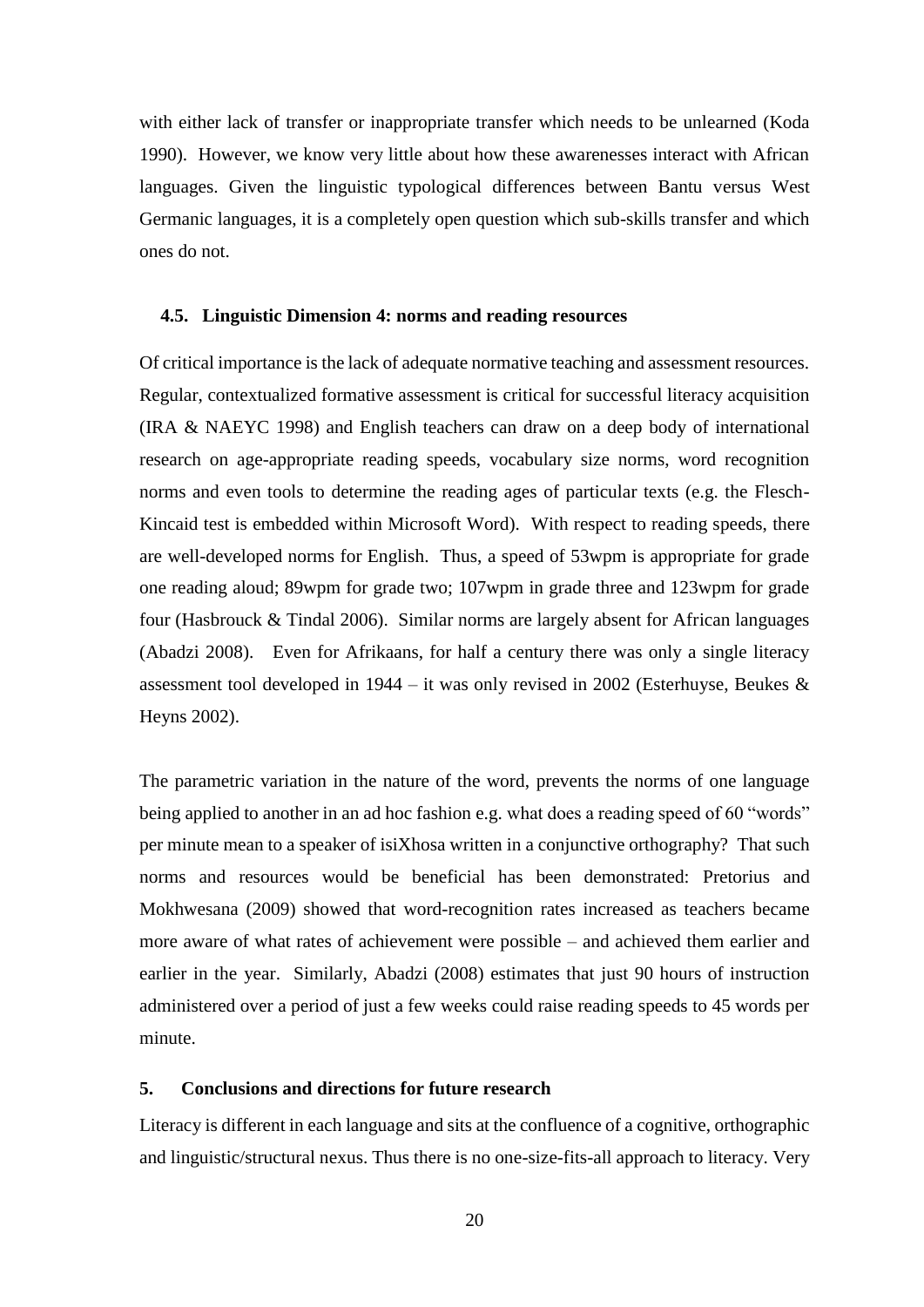with either lack of transfer or inappropriate transfer which needs to be unlearned (Koda 1990). However, we know very little about how these awarenesses interact with African languages. Given the linguistic typological differences between Bantu versus West Germanic languages, it is a completely open question which sub-skills transfer and which ones do not.

### 4.5. Linguistic Dimension 4: norms and reading resources

Of critical importance is the lack of adequate normative teaching and assessment resources. Regular, contextualized formative assessment is critical for successful literacy acquisition (IRA & NAEYC 1998) and English teachers can draw on a deep body of international research on age-appropriate reading speeds, vocabulary size norms, word recognition norms and even tools to determine the reading ages of particular texts (e.g. the Flesch-Kincaid test is embedded within Microsoft Word). With respect to reading speeds, there are well-developed norms for English. Thus, a speed of 53wpm is appropriate for grade one reading aloud; 89wpm for grade two; 107wpm in grade three and 123wpm for grade four (Hasbrouck & Tindal 2006). Similar norms are largely absent for African languages (Abadzi 2008). Even for Afrikaans, for half a century there was only a single literacy assessment tool developed in 1944 – it was only revised in 2002 (Esterhuyse, Beukes & Heyns 2002).

The parametric variation in the nature of the word, prevents the norms of one language being applied to another in an ad hoc fashion e.g. what does a reading speed of 60 "words" per minute mean to a speaker of isiXhosa written in a conjunctive orthography? That such norms and resources would be beneficial has been demonstrated: Pretorius and Mokhwesana (2009) showed that word-recognition rates increased as teachers became more aware of what rates of achievement were possible – and achieved them earlier and earlier in the year. Similarly, Abadzi (2008) estimates that just 90 hours of instruction administered over a period of just a few weeks could raise reading speeds to 45 words per minute.

## 5. Conclusions and directions for future research

Literacy is different in each language and sits at the confluence of a cognitive, orthographic and linguistic/structural nexus. Thus there is no one-size-fits-all approach to literacy. Very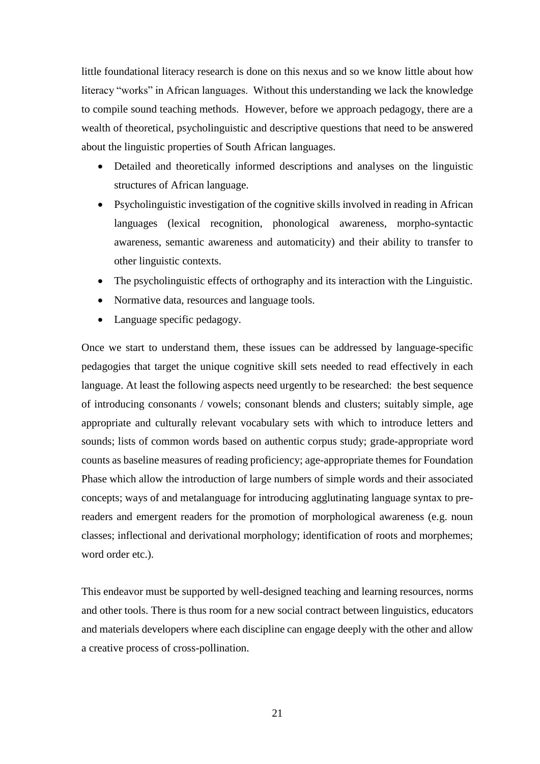little foundational literacy research is done on this nexus and so we know little about how literacy "works" in African languages. Without this understanding we lack the knowledge to compile sound teaching methods. However, before we approach pedagogy, there are a wealth of theoretical, psycholinguistic and descriptive questions that need to be answered about the linguistic properties of South African languages.

- Detailed and theoretically informed descriptions and analyses on the linguistic structures of African language.
- Psycholinguistic investigation of the cognitive skills involved in reading in African languages (lexical recognition, phonological awareness, morpho-syntactic awareness, semantic awareness and automaticity) and their ability to transfer to other linguistic contexts.
- The psycholinguistic effects of orthography and its interaction with the Linguistic.
- Normative data, resources and language tools.
- Language specific pedagogy.

Once we start to understand them, these issues can be addressed by language-specific pedagogies that target the unique cognitive skill sets needed to read effectively in each language. At least the following aspects need urgently to be researched: the best sequence of introducing consonants / vowels; consonant blends and clusters; suitably simple, age appropriate and culturally relevant vocabulary sets with which to introduce letters and sounds; lists of common words based on authentic corpus study; grade-appropriate word counts as baseline measures of reading proficiency; age-appropriate themes for Foundation Phase which allow the introduction of large numbers of simple words and their associated concepts; ways of and metalanguage for introducing agglutinating language syntax to pre-readers and emergent readers for the promotion of morphological awareness (e.g. noun classes; inflectional and derivational morphology; identification of roots and morphemes; word order etc.).

This endeavor must be supported by well-designed teaching and learning resources, norms and other tools. There is thus room for a new social contract between linguistics, educators and materials developers where each discipline can engage deeply with the other and allow a creative process of cross-pollination.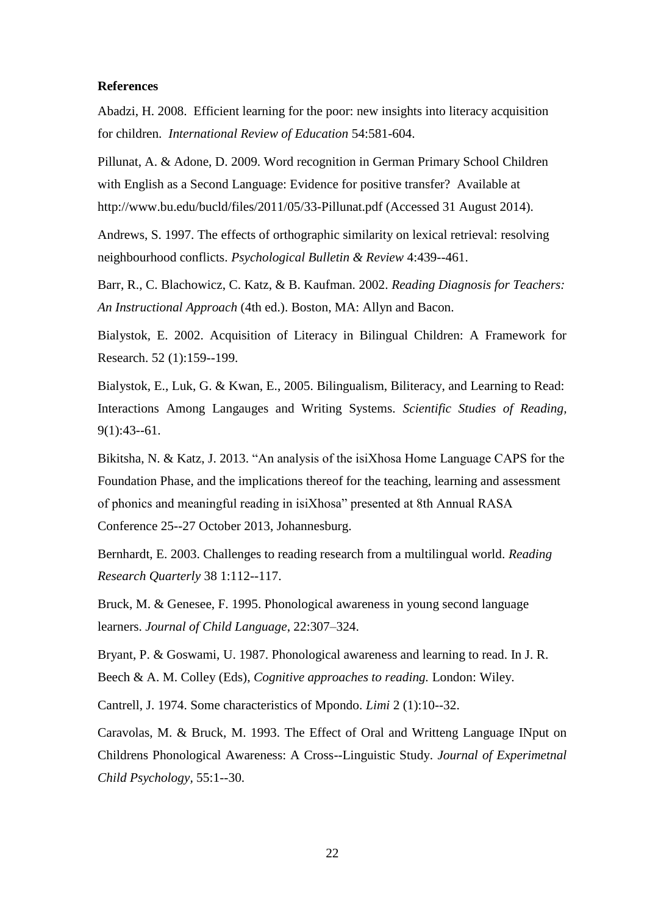**References**

Abadzi, H. 2008. Efficient learning for the poor: new insights into literacy acquisition for children. *International Review of Education* 54:581-604.

Pillunat, A. & Adone, D. 2009. Word recognition in German Primary School Children with English as a Second Language: Evidence for positive transfer? Available at http://www.bu.edu/bucld/files/2011/05/33-Pillunat.pdf (Accessed 31 August 2014).

Andrews, S. 1997. The effects of orthographic similarity on lexical retrieval: resolving neighbourhood conflicts. *Psychological Bulletin & Review* 4:439--461.

Barr, R., C. Blachowicz, C. Katz, & B. Kaufman. 2002. *Reading Diagnosis for Teachers: An Instructional Approach* (4th ed.). Boston, MA: Allyn and Bacon.

Bialystok, E. 2002. Acquisition of Literacy in Bilingual Children: A Framework for Research. 52 (1):159--199.

Bialystok, E., Luk, G. & Kwan, E., 2005. Bilingualism, Biliteracy, and Learning to Read: Interactions Among Langauges and Writing Systems. *Scientific Studies of Reading,* 9(1):43--61.

Bikitsha, N. & Katz, J. 2013. "An analysis of the isiXhosa Home Language CAPS for the Foundation Phase, and the implications thereof for the teaching, learning and assessment of phonics and meaningful reading in isiXhosa" presented at 8th Annual RASA Conference 25--27 October 2013, Johannesburg.

Bernhardt, E. 2003. Challenges to reading research from a multilingual world. *Reading Research Quarterly* 38 1:112--117.

Bruck, M. & Genesee, F. 1995. Phonological awareness in young second language learners. *Journal of Child Language*, 22:307–324.

Bryant, P. & Goswami, U. 1987. Phonological awareness and learning to read. In J. R. Beech & A. M. Colley (Eds), *Cognitive approaches to reading.* London: Wiley.

Cantrell, J. 1974. Some characteristics of Mpondo. *Limi* 2 (1):10--32.

Caravolas, M. & Bruck, M. 1993. The Effect of Oral and Writteng Language INput on Childrens Phonological Awareness: A Cross--Linguistic Study. *Journal of Experimetnal Child Psychology,* 55:1--30.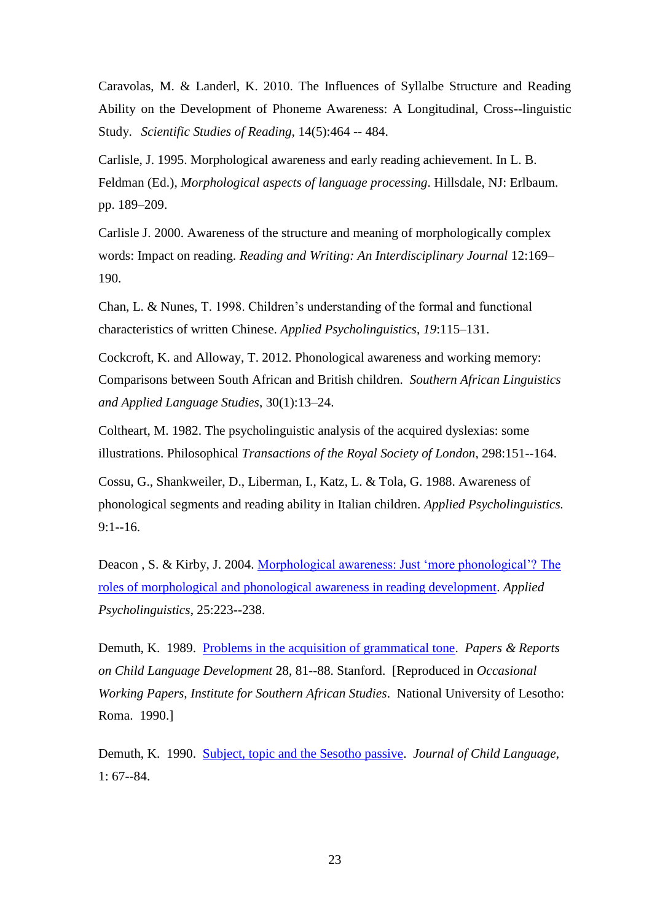Caravolas, M. & Landerl, K. 2010. The Influences of Syllalbe Structure and Reading Ability on the Development of Phoneme Awareness: A Longitudinal, Cross--linguistic Study. *Scientific Studies of Reading*, 14(5):464 -- 484.

Carlisle, J. 1995. Morphological awareness and early reading achievement. In L. B. Feldman (Ed.), *Morphological aspects of language processing*. Hillsdale, NJ: Erlbaum. pp. 189–209.

Carlisle J. 2000. Awareness of the structure and meaning of morphologically complex words: Impact on reading. *Reading and Writing: An Interdisciplinary Journal* 12:169–190.

Chan, L. & Nunes, T. 1998. Children's understanding of the formal and functional characteristics of written Chinese. *Applied Psycholinguistics*, *19*:115–131.

Cockcroft, K. and Alloway, T. 2012. Phonological awareness and working memory: Comparisons between South African and British children. *Southern African Linguistics and Applied Language Studies*, 30(1):13–24.

Coltheart, M. 1982. The psycholinguistic analysis of the acquired dyslexias: some illustrations. Philosophical *Transactions of the Royal Society of London*, 298:151--164.

Cossu, G., Shankweiler, D., Liberman, I., Katz, L. & Tola, G. 1988. Awareness of phonological segments and reading ability in Italian children. *Applied Psycholinguistics.* 9:1--16.

Deacon , S. & Kirby, J. 2004. Morphological awareness: Just 'more phonological'? The roles of morphological and phonological awareness in reading development. *Applied Psycholinguistics*, 25:223--238.

Demuth, K. 1989. Problems in the acquisition of grammatical tone. *Papers & Reports on Child Language Development* 28, 81--88. Stanford. [Reproduced in *Occasional Working Papers, Institute for Southern African Studies*. National University of Lesotho: Roma. 1990.]

Demuth, K. 1990. Subject, topic and the Sesotho passive. *Journal of Child Language*, 1: 67--84.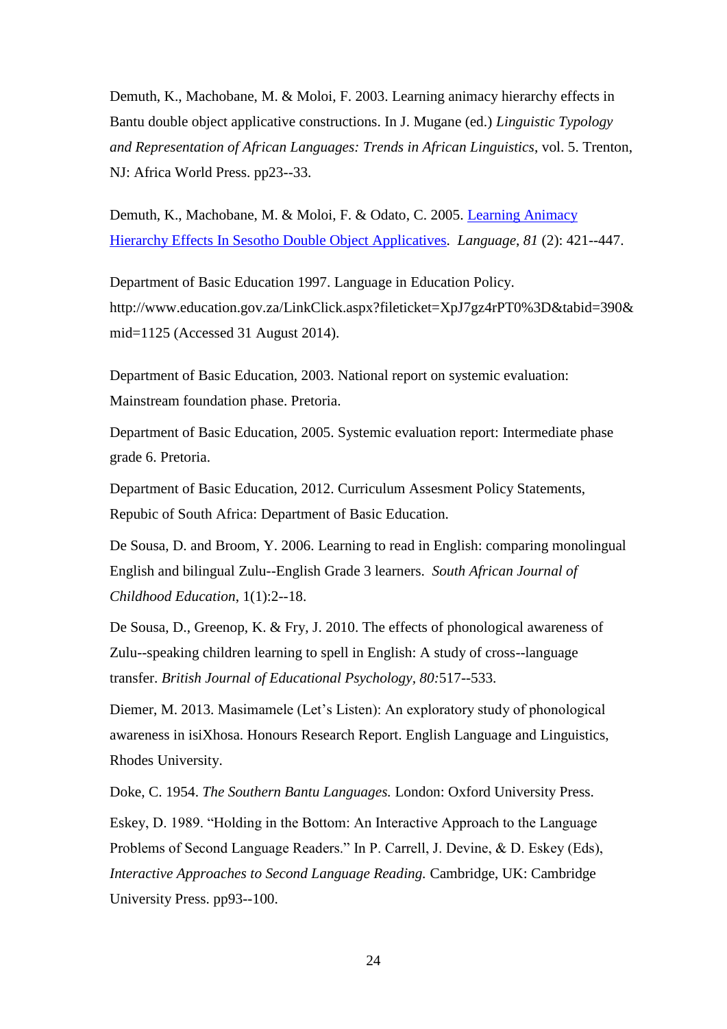Demuth, K., Machobane, M. & Moloi, F. 2003. Learning animacy hierarchy effects in Bantu double object applicative constructions. In J. Mugane (ed.) *Linguistic Typology and Representation of African Languages: Trends in African Linguistics*, vol. 5. Trenton, NJ: Africa World Press. pp23--33.

Demuth, K., Machobane, M. & Moloi, F. & Odato, C. 2005. [Learning Animacy Hierarchy Effects In Sesotho Double Object Applicatives](). *Language*, *81* (2): 421--447.

Department of Basic Education 1997. Language in Education Policy. http://www.education.gov.za/LinkClick.aspx?fileticket=XpJ7gz4rPT0%3D&tabid=390&mid=1125 (Accessed 31 August 2014).

Department of Basic Education, 2003. National report on systemic evaluation: Mainstream foundation phase. Pretoria.

Department of Basic Education, 2005. Systemic evaluation report: Intermediate phase grade 6. Pretoria.

Department of Basic Education, 2012. Curriculum Assesment Policy Statements, Repubic of South Africa: Department of Basic Education.

De Sousa, D. and Broom, Y. 2006. Learning to read in English: comparing monolingual English and bilingual Zulu--English Grade 3 learners. *South African Journal of Childhood Education*, 1(1):2--18.

De Sousa, D., Greenop, K. & Fry, J. 2010. The effects of phonological awareness of Zulu--speaking children learning to spell in English: A study of cross--language transfer. *British Journal of Educational Psychology, 80:*517--533.

Diemer, M. 2013. Masimamele (Let's Listen): An exploratory study of phonological awareness in isiXhosa. Honours Research Report. English Language and Linguistics, Rhodes University.

Doke, C. 1954. *The Southern Bantu Languages.* London: Oxford University Press.

Eskey, D. 1989. "Holding in the Bottom: An Interactive Approach to the Language Problems of Second Language Readers." In P. Carrell, J. Devine, & D. Eskey (Eds), *Interactive Approaches to Second Language Reading.* Cambridge, UK: Cambridge University Press. pp93--100.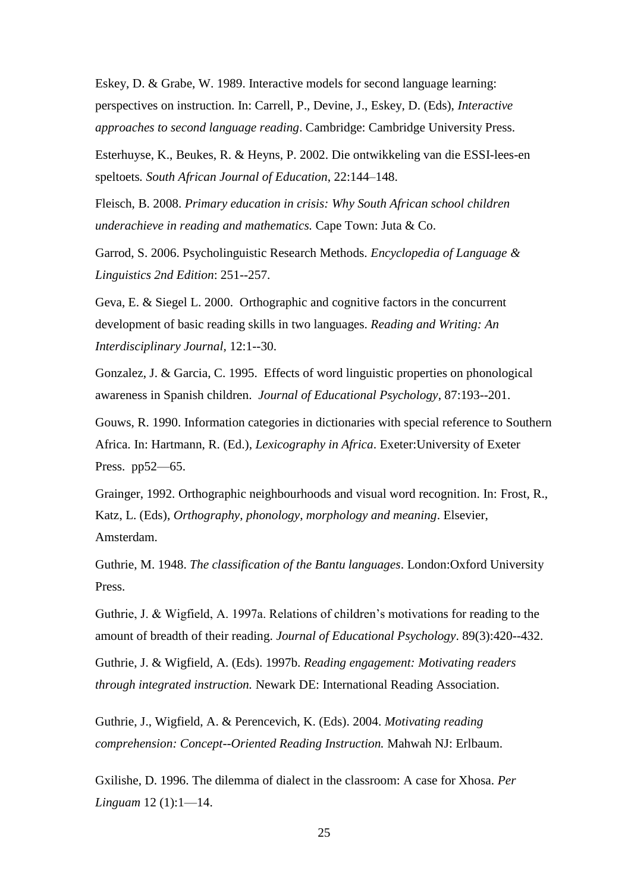Eskey, D. & Grabe, W. 1989. Interactive models for second language learning: perspectives on instruction. In: Carrell, P., Devine, J., Eskey, D. (Eds), *Interactive approaches to second language reading*. Cambridge: Cambridge University Press.

Esterhuyse, K., Beukes, R. & Heyns, P. 2002. Die ontwikkeling van die ESSI-lees-en speltoets. *South African Journal of Education*, 22:144–148.

Fleisch, B. 2008. *Primary education in crisis: Why South African school children underachieve in reading and mathematics.* Cape Town: Juta & Co.

Garrod, S. 2006. Psycholinguistic Research Methods. *Encyclopedia of Language & Linguistics 2nd Edition*: 251--257.

Geva, E. & Siegel L. 2000. Orthographic and cognitive factors in the concurrent development of basic reading skills in two languages. *Reading and Writing: An Interdisciplinary Journal*, 12:1--30.

Gonzalez, J. & Garcia, C. 1995. Effects of word linguistic properties on phonological awareness in Spanish children. *Journal of Educational Psychology*, 87:193--201.

Gouws, R. 1990. Information categories in dictionaries with special reference to Southern Africa. In: Hartmann, R. (Ed.), *Lexicography in Africa*. Exeter:University of Exeter Press. pp52—65.

Grainger, 1992. Orthographic neighbourhoods and visual word recognition. In: Frost, R., Katz, L. (Eds), *Orthography, phonology, morphology and meaning*. Elsevier, Amsterdam.

Guthrie, M. 1948. *The classification of the Bantu languages*. London:Oxford University Press.

Guthrie, J. & Wigfield, A. 1997a. Relations of children's motivations for reading to the amount of breadth of their reading. *Journal of Educational Psychology*. 89(3):420--432.

Guthrie, J. & Wigfield, A. (Eds). 1997b. *Reading engagement: Motivating readers through integrated instruction.* Newark DE: International Reading Association.

Guthrie, J., Wigfield, A. & Perencevich, K. (Eds). 2004. *Motivating reading comprehension: Concept--Oriented Reading Instruction.* Mahwah NJ: Erlbaum.

Gxilishe, D. 1996. The dilemma of dialect in the classroom: A case for Xhosa. *Per Linguam* 12 (1):1—14.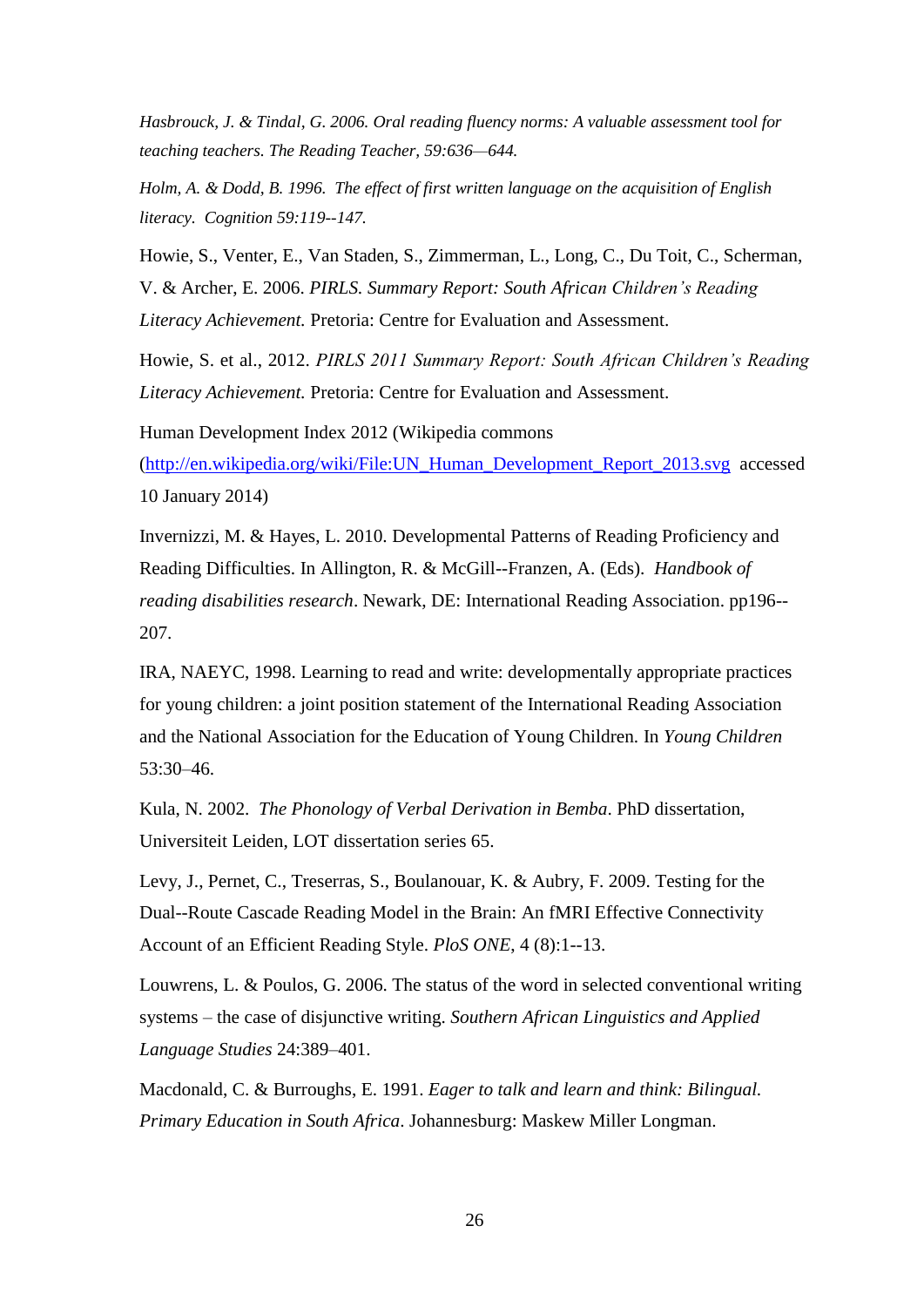*Hasbrouck, J. & Tindal, G. 2006. Oral reading fluency norms: A valuable assessment tool for teaching teachers. The Reading Teacher, 59:636—644.*

*Holm, A. & Dodd, B. 1996. The effect of first written language on the acquisition of English literacy. Cognition 59:119--147.*

Howie, S., Venter, E., Van Staden, S., Zimmerman, L., Long, C., Du Toit, C., Scherman, V. & Archer, E. 2006. *PIRLS. Summary Report: South African Children's Reading Literacy Achievement.* Pretoria: Centre for Evaluation and Assessment.

Howie, S. et al., 2012. *PIRLS 2011 Summary Report: South African Children's Reading Literacy Achievement.* Pretoria: Centre for Evaluation and Assessment.

Human Development Index 2012 (Wikipedia commons (http://en.wikipedia.org/wiki/File:UN_Human_Development_Report_2013.svg accessed 10 January 2014)

Invernizzi, M. & Hayes, L. 2010. Developmental Patterns of Reading Proficiency and Reading Difficulties. In Allington, R. & McGill--Franzen, A. (Eds). *Handbook of reading disabilities research*. Newark, DE: International Reading Association. pp196--207.

IRA, NAEYC, 1998. Learning to read and write: developmentally appropriate practices for young children: a joint position statement of the International Reading Association and the National Association for the Education of Young Children. In *Young Children* 53:30–46.

Kula, N. 2002. *The Phonology of Verbal Derivation in Bemba*. PhD dissertation, Universiteit Leiden, LOT dissertation series 65.

Levy, J., Pernet, C., Treserras, S., Boulanouar, K. & Aubry, F. 2009. Testing for the Dual--Route Cascade Reading Model in the Brain: An fMRI Effective Connectivity Account of an Efficient Reading Style. *PloS ONE*, 4 (8):1--13.

Louwrens, L. & Poulos, G. 2006. The status of the word in selected conventional writing systems – the case of disjunctive writing. *Southern African Linguistics and Applied Language Studies* 24:389–401.

Macdonald, C. & Burroughs, E. 1991. *Eager to talk and learn and think: Bilingual. Primary Education in South Africa*. Johannesburg: Maskew Miller Longman.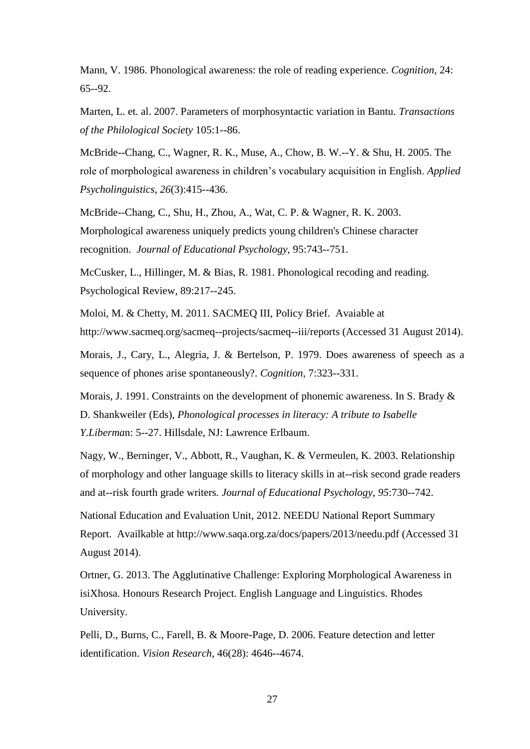Mann, V. 1986. Phonological awareness: the role of reading experience. *Cognition*, 24: 65--92.

Marten, L. et. al. 2007. Parameters of morphosyntactic variation in Bantu. *Transactions of the Philological Society* 105:1--86.

McBride--Chang, C., Wagner, R. K., Muse, A., Chow, B. W.--Y. & Shu, H. 2005. The role of morphological awareness in children's vocabulary acquisition in English. *Applied Psycholinguistics, 26*(3):415--436.

McBride--Chang, C., Shu, H., Zhou, A., Wat, C. P. & Wagner, R. K. 2003. Morphological awareness uniquely predicts young children's Chinese character recognition. *Journal of Educational Psychology,* 95:743--751.

McCusker, L., Hillinger, M. & Bias, R. 1981. Phonological recoding and reading. Psychological Review, 89:217--245.

Moloi, M. & Chetty, M. 2011. SACMEQ III, Policy Brief. Avaiable at http://www.sacmeq.org/sacmeq--projects/sacmeq--iii/reports (Accessed 31 August 2014).

Morais, J., Cary, L., Alegria, J. & Bertelson, P. 1979. Does awareness of speech as a sequence of phones arise spontaneously?. *Cognition,* 7:323--331.

Morais, J. 1991. Constraints on the development of phonemic awareness. In S. Brady & D. Shankweiler (Eds), *Phonological processes in literacy: A tribute to Isabelle Y.Liberma*n: 5--27. Hillsdale, NJ: Lawrence Erlbaum.

Nagy, W., Berninger, V., Abbott, R., Vaughan, K. & Vermeulen, K. 2003. Relationship of morphology and other language skills to literacy skills in at--risk second grade readers and at--risk fourth grade writers. *Journal of Educational Psychology, 95*:730--742.

National Education and Evaluation Unit, 2012. NEEDU National Report Summary Report. Availkable at http://www.saqa.org.za/docs/papers/2013/needu.pdf (Accessed 31 August 2014).

Ortner, G. 2013. The Agglutinative Challenge: Exploring Morphological Awareness in isiXhosa. Honours Research Project. English Language and Linguistics. Rhodes University.

Pelli, D., Burns, C., Farell, B. & Moore-Page, D. 2006. Feature detection and letter identification. *Vision Research*, 46(28): 4646--4674.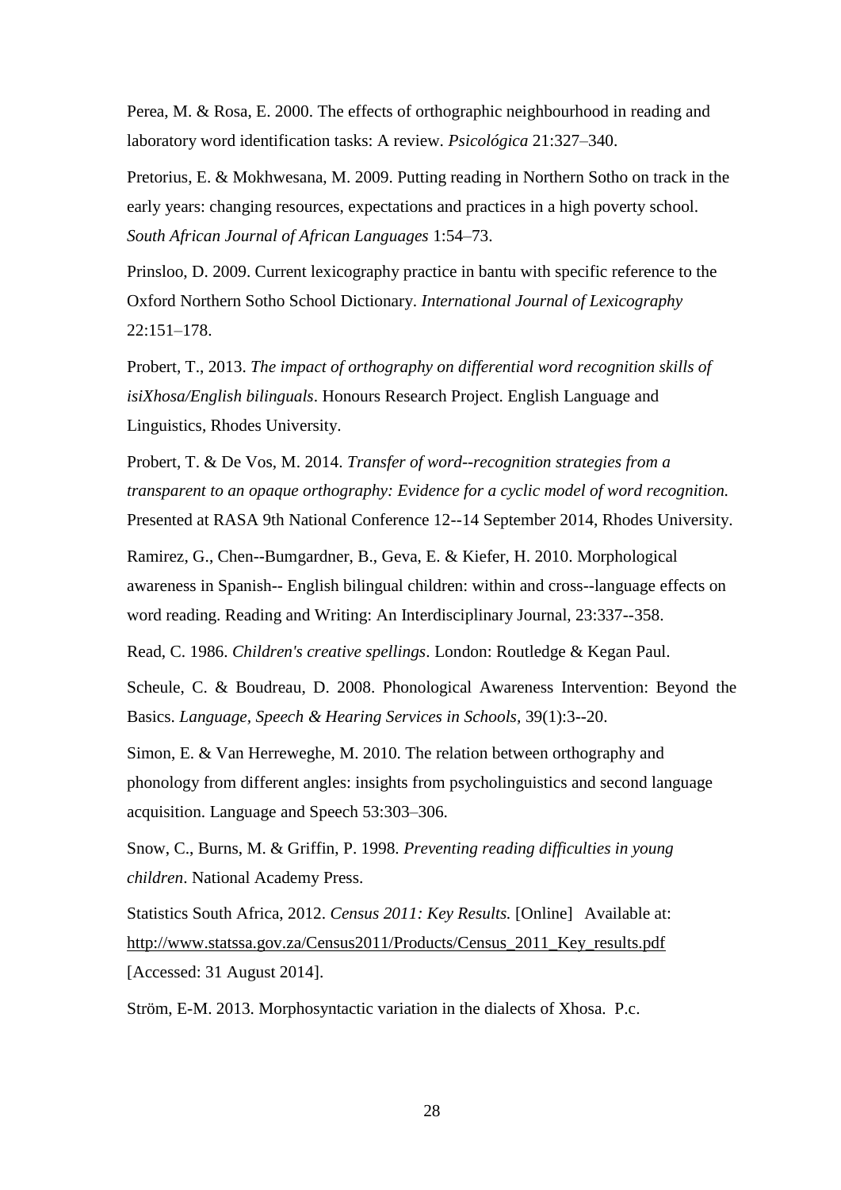Perea, M. & Rosa, E. 2000. The effects of orthographic neighbourhood in reading and laboratory word identification tasks: A review. *Psicológica* 21:327–340.

Pretorius, E. & Mokhwesana, M. 2009. Putting reading in Northern Sotho on track in the early years: changing resources, expectations and practices in a high poverty school. *South African Journal of African Languages* 1:54–73.

Prinsloo, D. 2009. Current lexicography practice in bantu with specific reference to the Oxford Northern Sotho School Dictionary. *International Journal of Lexicography* 22:151–178.

Probert, T., 2013. *The impact of orthography on differential word recognition skills of isiXhosa/English bilinguals*. Honours Research Project. English Language and Linguistics, Rhodes University.

Probert, T. & De Vos, M. 2014. *Transfer of word--recognition strategies from a transparent to an opaque orthography: Evidence for a cyclic model of word recognition.* Presented at RASA 9th National Conference 12--14 September 2014, Rhodes University.

Ramirez, G., Chen--Bumgardner, B., Geva, E. & Kiefer, H. 2010. Morphological awareness in Spanish-- English bilingual children: within and cross--language effects on word reading. Reading and Writing: An Interdisciplinary Journal, 23:337--358.

Read, C. 1986. *Children's creative spellings*. London: Routledge & Kegan Paul.

Scheule, C. & Boudreau, D. 2008. Phonological Awareness Intervention: Beyond the Basics. *Language, Speech & Hearing Services in Schools*, 39(1):3--20.

Simon, E. & Van Herreweghe, M. 2010. The relation between orthography and phonology from different angles: insights from psycholinguistics and second language acquisition. Language and Speech 53:303–306.

Snow, C., Burns, M. & Griffin, P. 1998. *Preventing reading difficulties in young children*. National Academy Press.

Statistics South Africa, 2012. *Census 2011: Key Results.* [Online] Available at: http://www.statssa.gov.za/Census2011/Products/Census_2011_Key_results.pdf [Accessed: 31 August 2014].

Ström, E-M. 2013. Morphosyntactic variation in the dialects of Xhosa. P.c.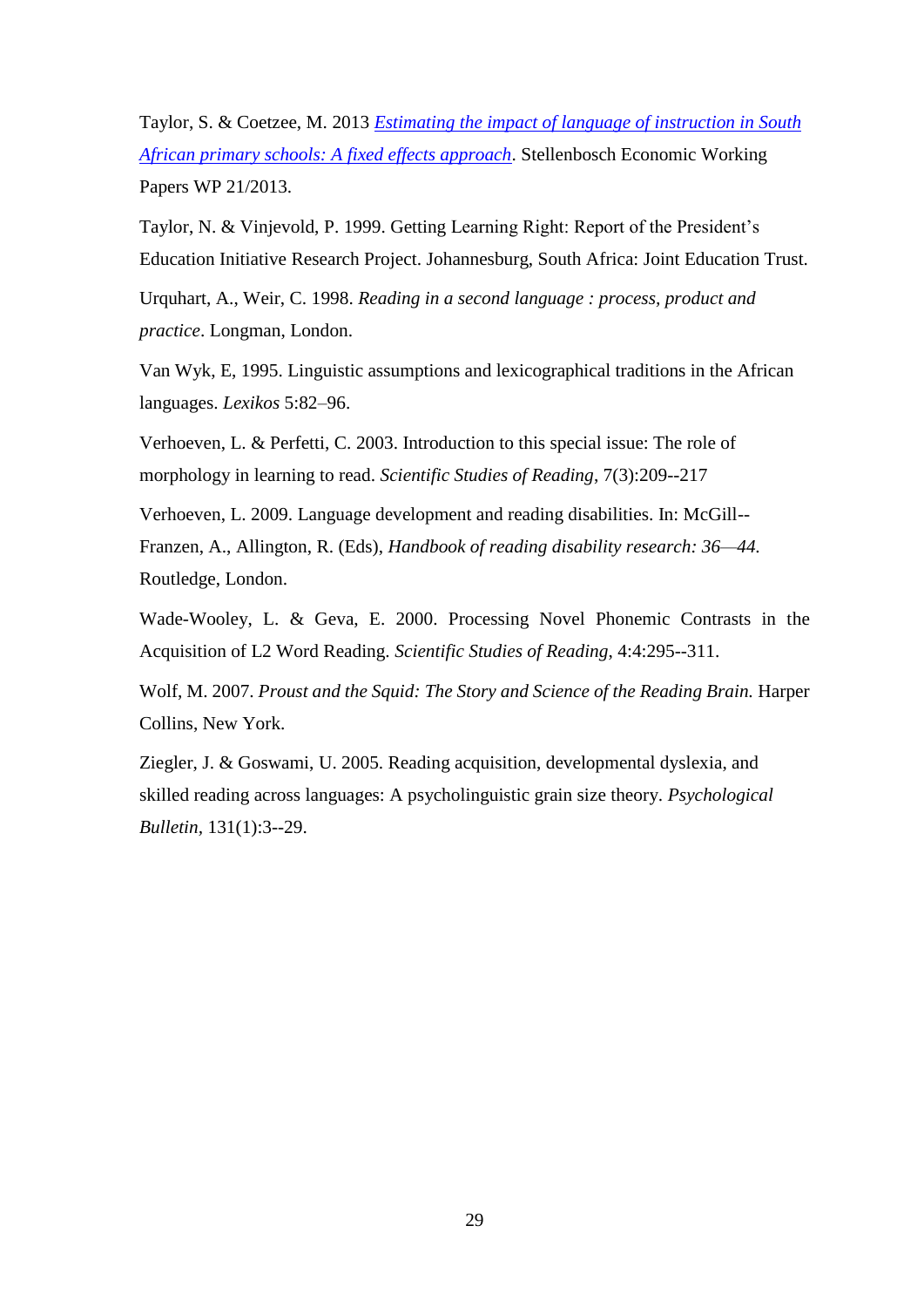Taylor, S. & Coetzee, M. 2013 [*Estimating the impact of language of instruction in South African primary schools: A fixed effects approach*]. Stellenbosch Economic Working Papers WP 21/2013.

Taylor, N. & Vinjevold, P. 1999. Getting Learning Right: Report of the President's Education Initiative Research Project. Johannesburg, South Africa: Joint Education Trust.

Urquhart, A., Weir, C. 1998. *Reading in a second language : process, product and practice*. Longman, London.

Van Wyk, E, 1995. Linguistic assumptions and lexicographical traditions in the African languages. *Lexikos* 5:82–96.

Verhoeven, L. & Perfetti, C. 2003. Introduction to this special issue: The role of morphology in learning to read. *Scientific Studies of Reading*, 7(3):209--217

Verhoeven, L. 2009. Language development and reading disabilities. In: McGill--Franzen, A., Allington, R. (Eds), *Handbook of reading disability research: 36—44.* Routledge, London.

Wade-Wooley, L. & Geva, E. 2000. Processing Novel Phonemic Contrasts in the Acquisition of L2 Word Reading. *Scientific Studies of Reading*, 4:4:295--311.

Wolf, M. 2007. *Proust and the Squid: The Story and Science of the Reading Brain.* Harper Collins, New York.

Ziegler, J. & Goswami, U. 2005. Reading acquisition, developmental dyslexia, and skilled reading across languages: A psycholinguistic grain size theory. *Psychological Bulletin*, 131(1):3--29.